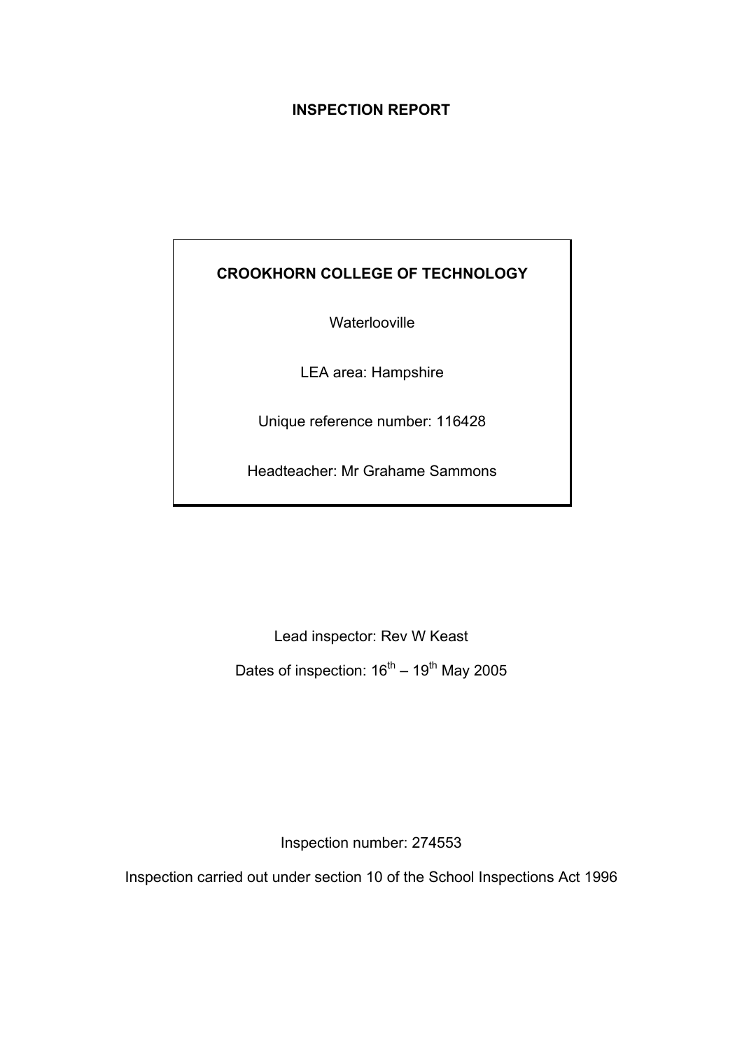# INSPECTION REPORT

**CROOKHORN COLLEGE OF TECHNOLOGY**

Waterlooville

LEA area: Hampshire

Unique reference number: 116428

Headteacher: Mr Grahame Sammons

Lead inspector: Rev W Keast

Dates of inspection: 16th – 19th May 2005

Inspection number: 274553

Inspection carried out under section 10 of the School Inspections Act 1996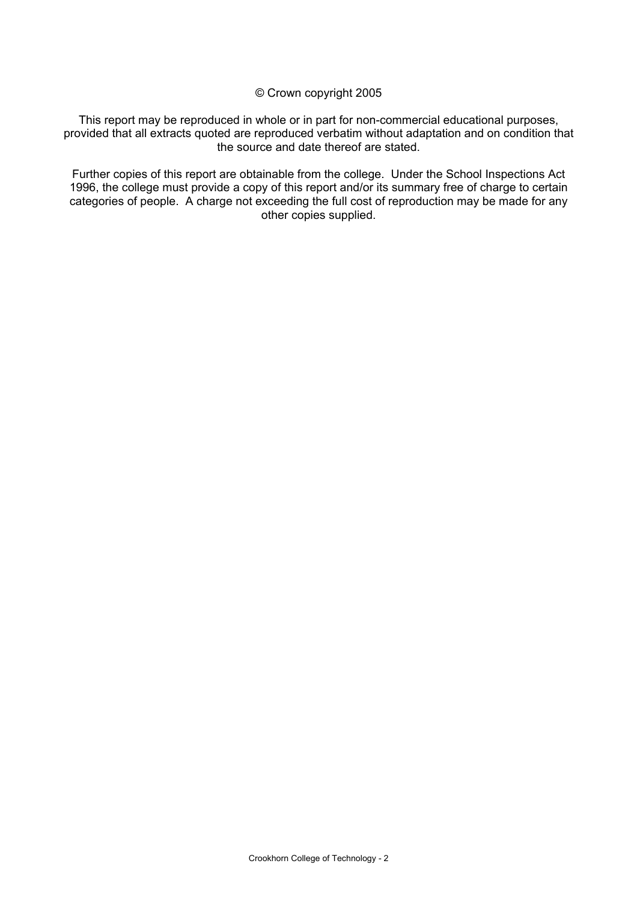© Crown copyright 2005

This report may be reproduced in whole or in part for non-commercial educational purposes, provided that all extracts quoted are reproduced verbatim without adaptation and on condition that the source and date thereof are stated.

Further copies of this report are obtainable from the college. Under the School Inspections Act 1996, the college must provide a copy of this report and/or its summary free of charge to certain categories of people. A charge not exceeding the full cost of reproduction may be made for any other copies supplied.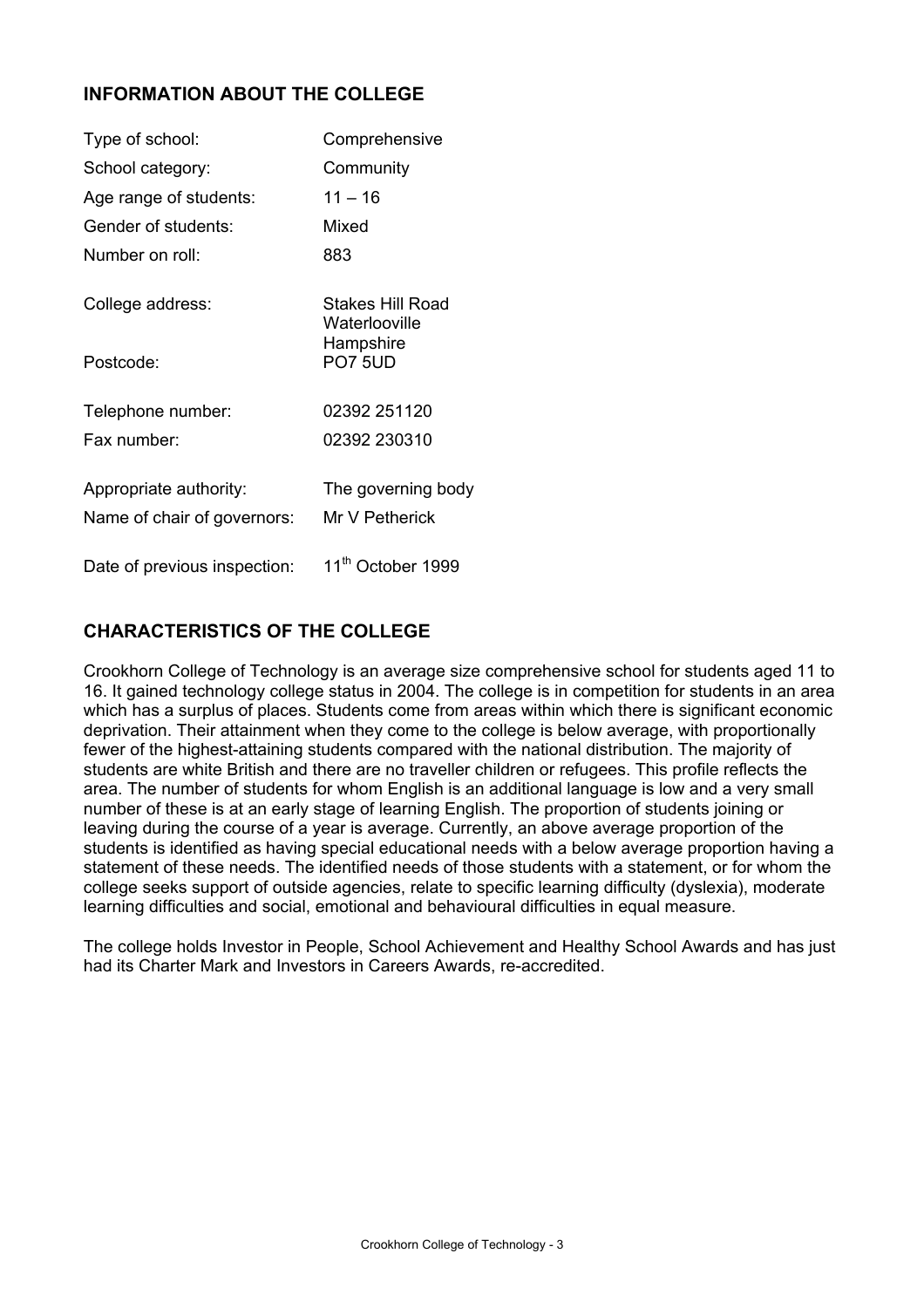## INFORMATION ABOUT THE COLLEGE

| | |
|---|---|
| Type of school: | Comprehensive |
| School category: | Community |
| Age range of students: | 11 – 16 |
| Gender of students: | Mixed |
| Number on roll: | 883 |
| College address: | Stakes Hill Road<br>Waterlooville<br>Hampshire |
| Postcode: | PO7 5UD |
| Telephone number: | 02392 251120 |
| Fax number: | 02392 230310 |
| Appropriate authority: | The governing body |
| Name of chair of governors: | Mr V Petherick |
| Date of previous inspection: | 11th October 1999 |

## CHARACTERISTICS OF THE COLLEGE

Crookhorn College of Technology is an average size comprehensive school for students aged 11 to 16. It gained technology college status in 2004. The college is in competition for students in an area which has a surplus of places. Students come from areas within which there is significant economic deprivation. Their attainment when they come to the college is below average, with proportionally fewer of the highest-attaining students compared with the national distribution. The majority of students are white British and there are no traveller children or refugees. This profile reflects the area. The number of students for whom English is an additional language is low and a very small number of these is at an early stage of learning English. The proportion of students joining or leaving during the course of a year is average. Currently, an above average proportion of the students is identified as having special educational needs with a below average proportion having a statement of these needs. The identified needs of those students with a statement, or for whom the college seeks support of outside agencies, relate to specific learning difficulty (dyslexia), moderate learning difficulties and social, emotional and behavioural difficulties in equal measure.

The college holds Investor in People, School Achievement and Healthy School Awards and has just had its Charter Mark and Investors in Careers Awards, re-accredited.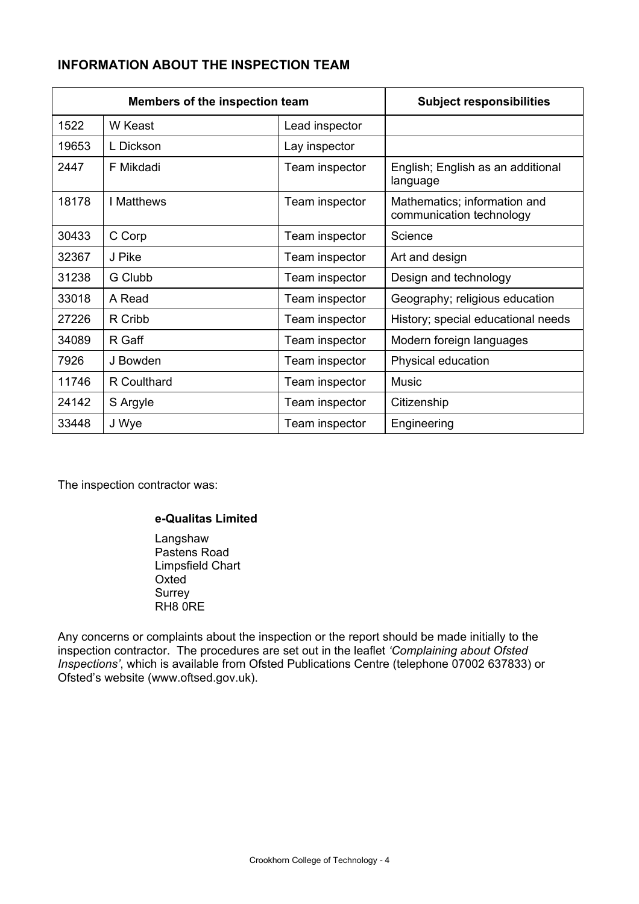## INFORMATION ABOUT THE INSPECTION TEAM

| Members of the inspection team | | | Subject responsibilities |
|---|---|---|---|
| 1522 | W Keast | Lead inspector | |
| 19653 | L Dickson | Lay inspector | |
| 2447 | F Mikdadi | Team inspector | English; English as an additional language |
| 18178 | I Matthews | Team inspector | Mathematics; information and communication technology |
| 30433 | C Corp | Team inspector | Science |
| 32367 | J Pike | Team inspector | Art and design |
| 31238 | G Clubb | Team inspector | Design and technology |
| 33018 | A Read | Team inspector | Geography; religious education |
| 27226 | R Cribb | Team inspector | History; special educational needs |
| 34089 | R Gaff | Team inspector | Modern foreign languages |
| 7926 | J Bowden | Team inspector | Physical education |
| 11746 | R Coulthard | Team inspector | Music |
| 24142 | S Argyle | Team inspector | Citizenship |
| 33448 | J Wye | Team inspector | Engineering |

The inspection contractor was:

**e-Qualitas Limited**

Langshaw
Pastens Road
Limpsfield Chart
Oxted
Surrey
RH8 0RE

Any concerns or complaints about the inspection or the report should be made initially to the inspection contractor. The procedures are set out in the leaflet *'Complaining about Ofsted Inspections'*, which is available from Ofsted Publications Centre (telephone 07002 637833) or Ofsted's website (www.oftsed.gov.uk).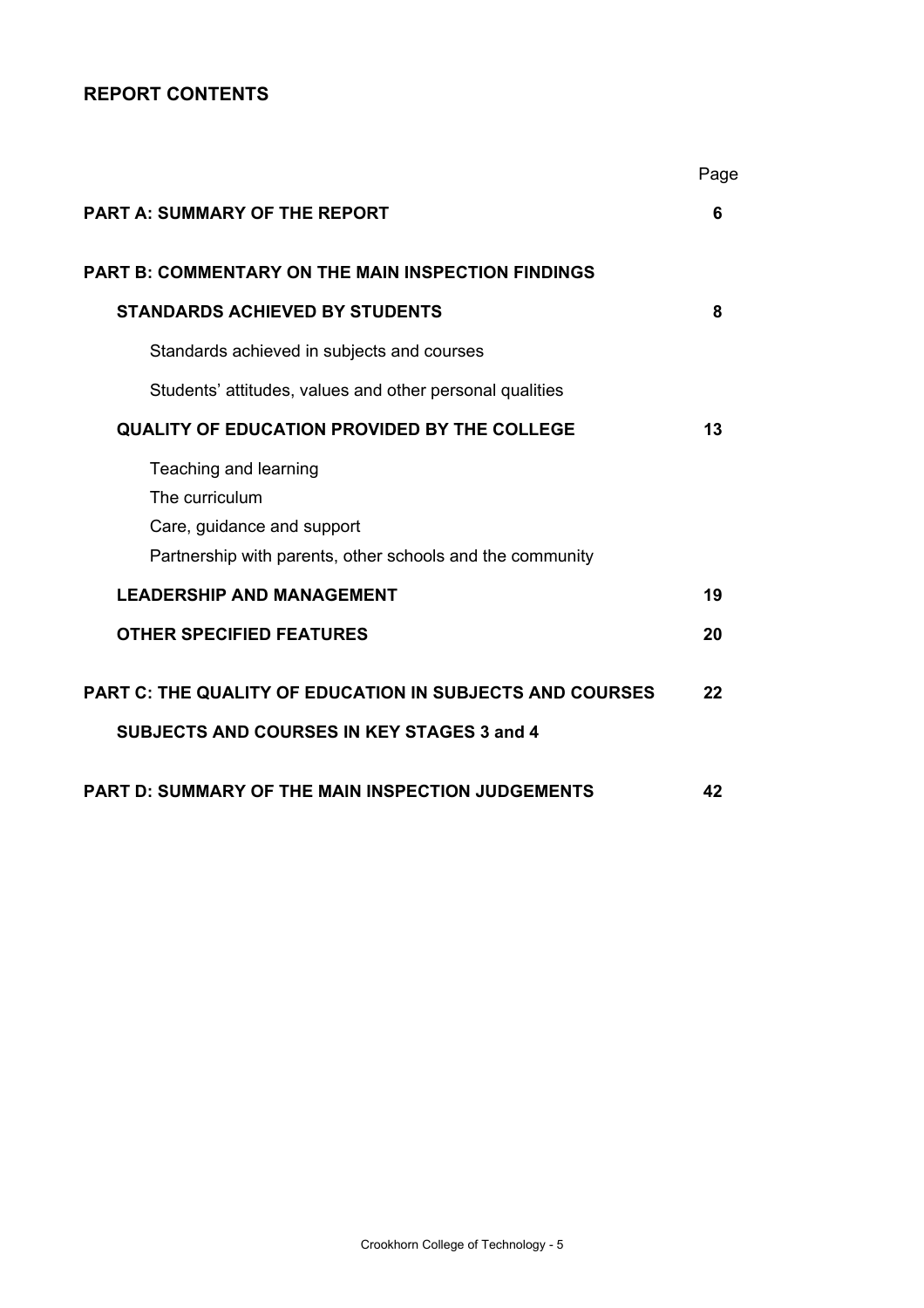## REPORT CONTENTS

| | Page |
|---|---|
| **PART A: SUMMARY OF THE REPORT** | **6** |
| **PART B: COMMENTARY ON THE MAIN INSPECTION FINDINGS** | |
| **STANDARDS ACHIEVED BY STUDENTS** | **8** |
| Standards achieved in subjects and courses | |
| Students' attitudes, values and other personal qualities | |
| **QUALITY OF EDUCATION PROVIDED BY THE COLLEGE** | **13** |
| Teaching and learning<br>The curriculum<br>Care, guidance and support<br>Partnership with parents, other schools and the community | |
| **LEADERSHIP AND MANAGEMENT** | **19** |
| **OTHER SPECIFIED FEATURES** | **20** |
| **PART C: THE QUALITY OF EDUCATION IN SUBJECTS AND COURSES** | **22** |
| **SUBJECTS AND COURSES IN KEY STAGES 3 and 4** | |
| **PART D: SUMMARY OF THE MAIN INSPECTION JUDGEMENTS** | **42** |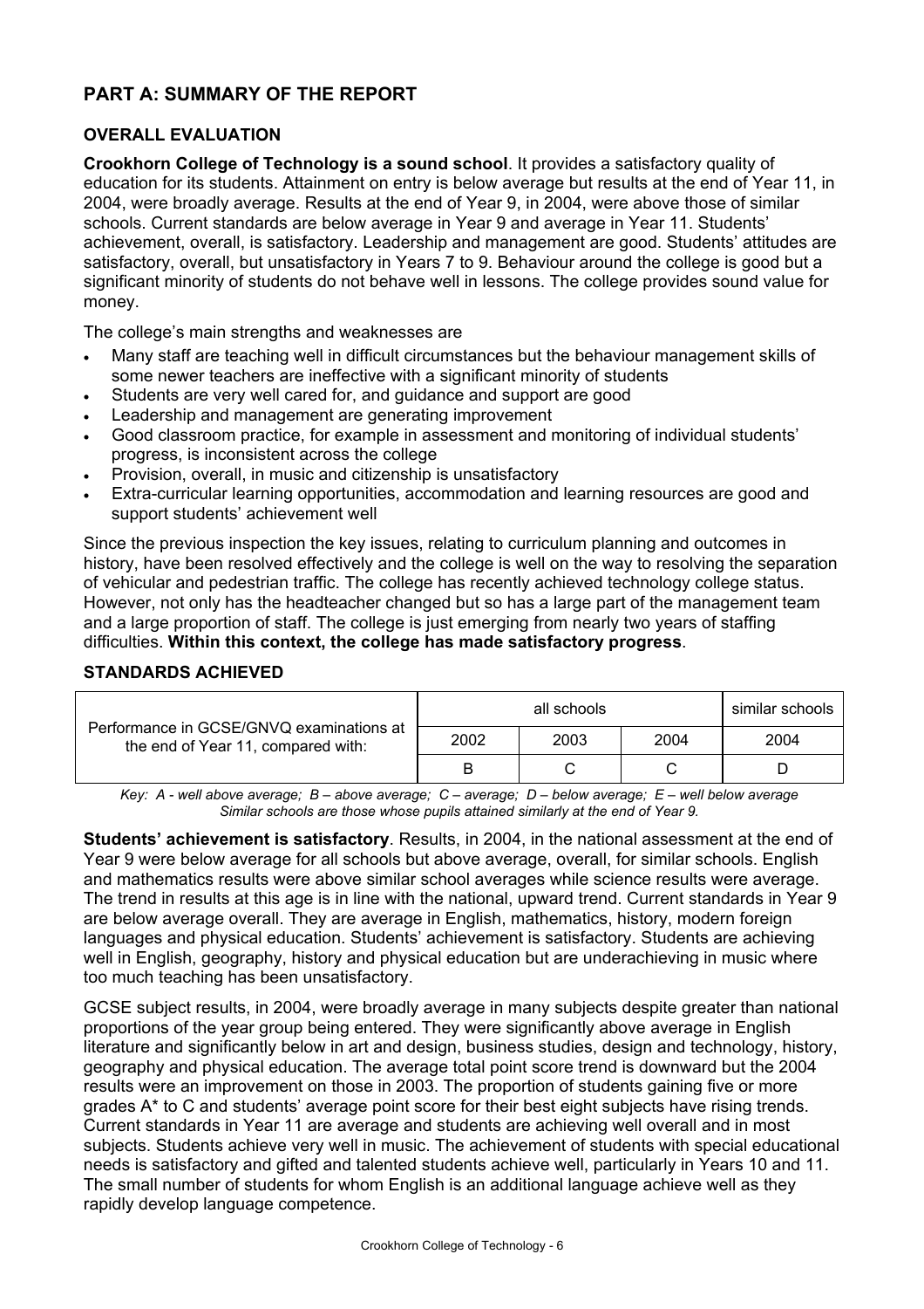## PART A: SUMMARY OF THE REPORT

### OVERALL EVALUATION

**Crookhorn College of Technology is a sound school**. It provides a satisfactory quality of education for its students. Attainment on entry is below average but results at the end of Year 11, in 2004, were broadly average. Results at the end of Year 9, in 2004, were above those of similar schools. Current standards are below average in Year 9 and average in Year 11. Students' achievement, overall, is satisfactory. Leadership and management are good. Students' attitudes are satisfactory, overall, but unsatisfactory in Years 7 to 9. Behaviour around the college is good but a significant minority of students do not behave well in lessons. The college provides sound value for money.

The college's main strengths and weaknesses are

- Many staff are teaching well in difficult circumstances but the behaviour management skills of some newer teachers are ineffective with a significant minority of students
- Students are very well cared for, and guidance and support are good
- Leadership and management are generating improvement
- Good classroom practice, for example in assessment and monitoring of individual students' progress, is inconsistent across the college
- Provision, overall, in music and citizenship is unsatisfactory
- Extra-curricular learning opportunities, accommodation and learning resources are good and support students' achievement well

Since the previous inspection the key issues, relating to curriculum planning and outcomes in history, have been resolved effectively and the college is well on the way to resolving the separation of vehicular and pedestrian traffic. The college has recently achieved technology college status. However, not only has the headteacher changed but so has a large part of the management team and a large proportion of staff. The college is just emerging from nearly two years of staffing difficulties. **Within this context, the college has made satisfactory progress**.

### STANDARDS ACHIEVED

| Performance in GCSE/GNVQ examinations at the end of Year 11, compared with: | all schools | | | similar schools |
|---|---|---|---|---|
| | 2002 | 2003 | 2004 | 2004 |
| | B | C | C | D |

*Key: A - well above average; B – above average; C – average; D – below average; E – well below average*
*Similar schools are those whose pupils attained similarly at the end of Year 9.*

**Students' achievement is satisfactory**. Results, in 2004, in the national assessment at the end of Year 9 were below average for all schools but above average, overall, for similar schools. English and mathematics results were above similar school averages while science results were average. The trend in results at this age is in line with the national, upward trend. Current standards in Year 9 are below average overall. They are average in English, mathematics, history, modern foreign languages and physical education. Students' achievement is satisfactory. Students are achieving well in English, geography, history and physical education but are underachieving in music where too much teaching has been unsatisfactory.

GCSE subject results, in 2004, were broadly average in many subjects despite greater than national proportions of the year group being entered. They were significantly above average in English literature and significantly below in art and design, business studies, design and technology, history, geography and physical education. The average total point score trend is downward but the 2004 results were an improvement on those in 2003. The proportion of students gaining five or more grades A* to C and students' average point score for their best eight subjects have rising trends. Current standards in Year 11 are average and students are achieving well overall and in most subjects. Students achieve very well in music. The achievement of students with special educational needs is satisfactory and gifted and talented students achieve well, particularly in Years 10 and 11. The small number of students for whom English is an additional language achieve well as they rapidly develop language competence.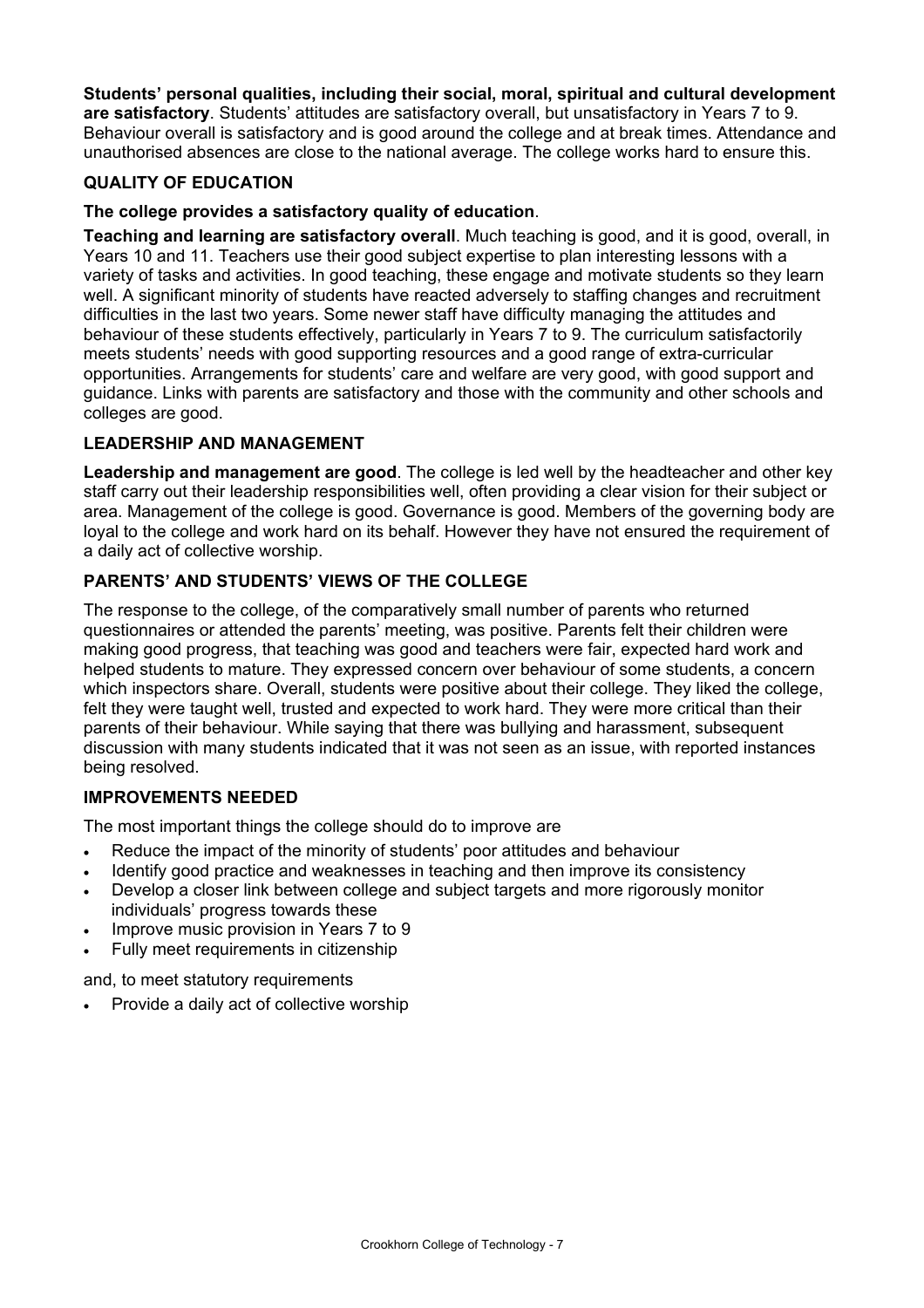**Students' personal qualities, including their social, moral, spiritual and cultural development are satisfactory**. Students' attitudes are satisfactory overall, but unsatisfactory in Years 7 to 9. Behaviour overall is satisfactory and is good around the college and at break times. Attendance and unauthorised absences are close to the national average. The college works hard to ensure this.

## QUALITY OF EDUCATION

**The college provides a satisfactory quality of education**.

**Teaching and learning are satisfactory overall**. Much teaching is good, and it is good, overall, in Years 10 and 11. Teachers use their good subject expertise to plan interesting lessons with a variety of tasks and activities. In good teaching, these engage and motivate students so they learn well. A significant minority of students have reacted adversely to staffing changes and recruitment difficulties in the last two years. Some newer staff have difficulty managing the attitudes and behaviour of these students effectively, particularly in Years 7 to 9. The curriculum satisfactorily meets students' needs with good supporting resources and a good range of extra-curricular opportunities. Arrangements for students' care and welfare are very good, with good support and guidance. Links with parents are satisfactory and those with the community and other schools and colleges are good.

## LEADERSHIP AND MANAGEMENT

**Leadership and management are good**. The college is led well by the headteacher and other key staff carry out their leadership responsibilities well, often providing a clear vision for their subject or area. Management of the college is good. Governance is good. Members of the governing body are loyal to the college and work hard on its behalf. However they have not ensured the requirement of a daily act of collective worship.

## PARENTS' AND STUDENTS' VIEWS OF THE COLLEGE

The response to the college, of the comparatively small number of parents who returned questionnaires or attended the parents' meeting, was positive. Parents felt their children were making good progress, that teaching was good and teachers were fair, expected hard work and helped students to mature. They expressed concern over behaviour of some students, a concern which inspectors share. Overall, students were positive about their college. They liked the college, felt they were taught well, trusted and expected to work hard. They were more critical than their parents of their behaviour. While saying that there was bullying and harassment, subsequent discussion with many students indicated that it was not seen as an issue, with reported instances being resolved.

## IMPROVEMENTS NEEDED

The most important things the college should do to improve are

- Reduce the impact of the minority of students' poor attitudes and behaviour
- Identify good practice and weaknesses in teaching and then improve its consistency
- Develop a closer link between college and subject targets and more rigorously monitor individuals' progress towards these
- Improve music provision in Years 7 to 9
- Fully meet requirements in citizenship

and, to meet statutory requirements

- Provide a daily act of collective worship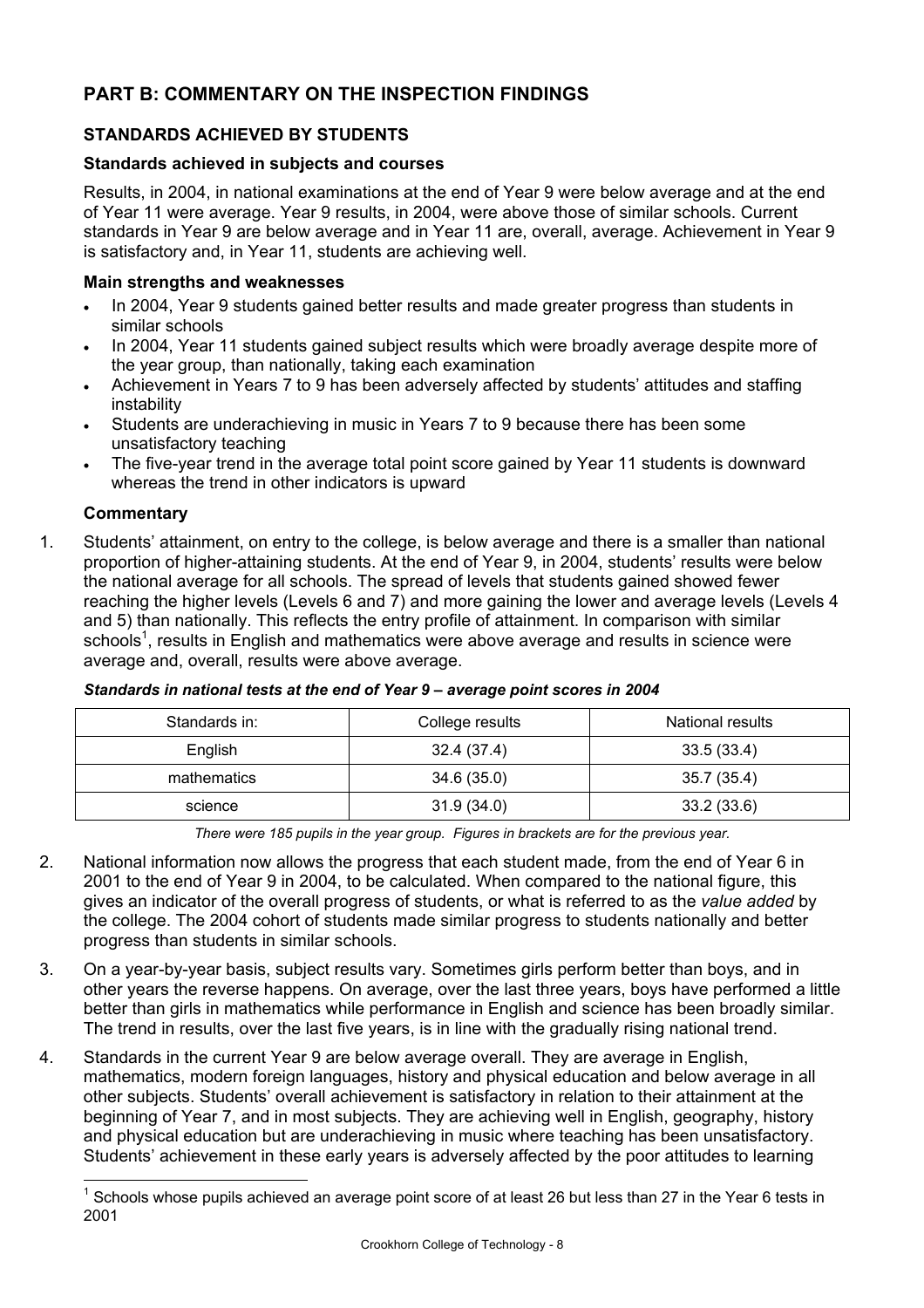## PART B: COMMENTARY ON THE INSPECTION FINDINGS

### STANDARDS ACHIEVED BY STUDENTS

#### Standards achieved in subjects and courses

Results, in 2004, in national examinations at the end of Year 9 were below average and at the end of Year 11 were average. Year 9 results, in 2004, were above those of similar schools. Current standards in Year 9 are below average and in Year 11 are, overall, average. Achievement in Year 9 is satisfactory and, in Year 11, students are achieving well.

#### Main strengths and weaknesses

- In 2004, Year 9 students gained better results and made greater progress than students in similar schools
- In 2004, Year 11 students gained subject results which were broadly average despite more of the year group, than nationally, taking each examination
- Achievement in Years 7 to 9 has been adversely affected by students' attitudes and staffing instability
- Students are underachieving in music in Years 7 to 9 because there has been some unsatisfactory teaching
- The five-year trend in the average total point score gained by Year 11 students is downward whereas the trend in other indicators is upward

#### Commentary

1. Students' attainment, on entry to the college, is below average and there is a smaller than national proportion of higher-attaining students. At the end of Year 9, in 2004, students' results were below the national average for all schools. The spread of levels that students gained showed fewer reaching the higher levels (Levels 6 and 7) and more gaining the lower and average levels (Levels 4 and 5) than nationally. This reflects the entry profile of attainment. In comparison with similar schools[1], results in English and mathematics were above average and results in science were average and, overall, results were above average.

***Standards in national tests at the end of Year 9 – average point scores in 2004***

| Standards in: | College results | National results |
|---|---|---|
| English | 32.4 (37.4) | 33.5 (33.4) |
| mathematics | 34.6 (35.0) | 35.7 (35.4) |
| science | 31.9 (34.0) | 33.2 (33.6) |

*There were 185 pupils in the year group. Figures in brackets are for the previous year.*

2. National information now allows the progress that each student made, from the end of Year 6 in 2001 to the end of Year 9 in 2004, to be calculated. When compared to the national figure, this gives an indicator of the overall progress of students, or what is referred to as the *value added* by the college. The 2004 cohort of students made similar progress to students nationally and better progress than students in similar schools.

3. On a year-by-year basis, subject results vary. Sometimes girls perform better than boys, and in other years the reverse happens. On average, over the last three years, boys have performed a little better than girls in mathematics while performance in English and science has been broadly similar. The trend in results, over the last five years, is in line with the gradually rising national trend.

4. Standards in the current Year 9 are below average overall. They are average in English, mathematics, modern foreign languages, history and physical education and below average in all other subjects. Students' overall achievement is satisfactory in relation to their attainment at the beginning of Year 7, and in most subjects. They are achieving well in English, geography, history and physical education but are underachieving in music where teaching has been unsatisfactory. Students' achievement in these early years is adversely affected by the poor attitudes to learning

[1] Schools whose pupils achieved an average point score of at least 26 but less than 27 in the Year 6 tests in 2001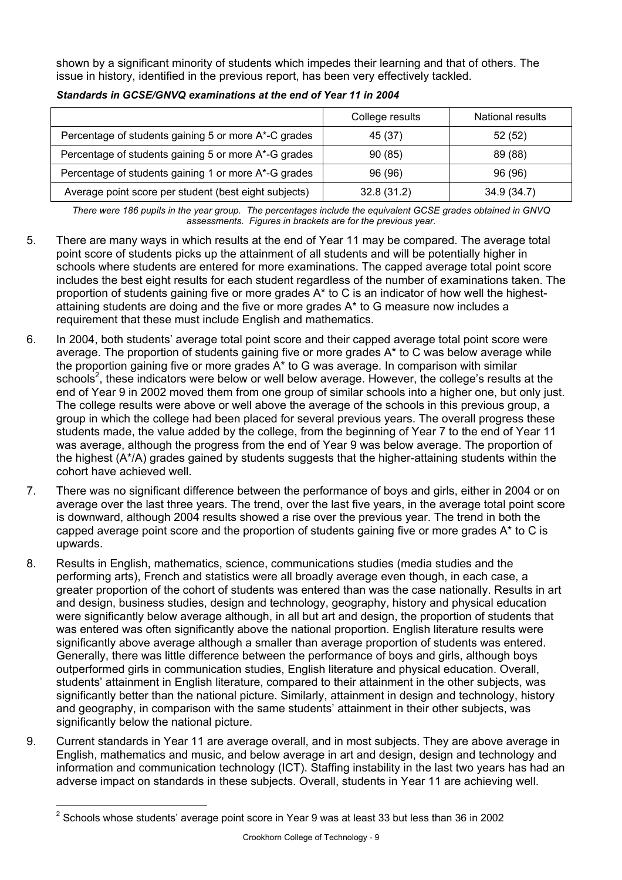shown by a significant minority of students which impedes their learning and that of others. The issue in history, identified in the previous report, has been very effectively tackled.

***Standards in GCSE/GNVQ examinations at the end of Year 11 in 2004***

| | College results | National results |
|---|---|---|
| Percentage of students gaining 5 or more A*-C grades | 45 (37) | 52 (52) |
| Percentage of students gaining 5 or more A*-G grades | 90 (85) | 89 (88) |
| Percentage of students gaining 1 or more A*-G grades | 96 (96) | 96 (96) |
| Average point score per student (best eight subjects) | 32.8 (31.2) | 34.9 (34.7) |

*There were 186 pupils in the year group. The percentages include the equivalent GCSE grades obtained in GNVQ assessments. Figures in brackets are for the previous year.*

5. There are many ways in which results at the end of Year 11 may be compared. The average total point score of students picks up the attainment of all students and will be potentially higher in schools where students are entered for more examinations. The capped average total point score includes the best eight results for each student regardless of the number of examinations taken. The proportion of students gaining five or more grades A* to C is an indicator of how well the highest-attaining students are doing and the five or more grades A* to G measure now includes a requirement that these must include English and mathematics.

6. In 2004, both students' average total point score and their capped average total point score were average. The proportion of students gaining five or more grades A* to C was below average while the proportion gaining five or more grades A* to G was average. In comparison with similar schools[2], these indicators were below or well below average. However, the college's results at the end of Year 9 in 2002 moved them from one group of similar schools into a higher one, but only just. The college results were above or well above the average of the schools in this previous group, a group in which the college had been placed for several previous years. The overall progress these students made, the value added by the college, from the beginning of Year 7 to the end of Year 11 was average, although the progress from the end of Year 9 was below average. The proportion of the highest (A*/A) grades gained by students suggests that the higher-attaining students within the cohort have achieved well.

7. There was no significant difference between the performance of boys and girls, either in 2004 or on average over the last three years. The trend, over the last five years, in the average total point score is downward, although 2004 results showed a rise over the previous year. The trend in both the capped average point score and the proportion of students gaining five or more grades A* to C is upwards.

8. Results in English, mathematics, science, communications studies (media studies and the performing arts), French and statistics were all broadly average even though, in each case, a greater proportion of the cohort of students was entered than was the case nationally. Results in art and design, business studies, design and technology, geography, history and physical education were significantly below average although, in all but art and design, the proportion of students that was entered was often significantly above the national proportion. English literature results were significantly above average although a smaller than average proportion of students was entered. Generally, there was little difference between the performance of boys and girls, although boys outperformed girls in communication studies, English literature and physical education. Overall, students' attainment in English literature, compared to their attainment in the other subjects, was significantly better than the national picture. Similarly, attainment in design and technology, history and geography, in comparison with the same students' attainment in their other subjects, was significantly below the national picture.

9. Current standards in Year 11 are average overall, and in most subjects. They are above average in English, mathematics and music, and below average in art and design, design and technology and information and communication technology (ICT). Staffing instability in the last two years has had an adverse impact on standards in these subjects. Overall, students in Year 11 are achieving well.

[2] Schools whose students' average point score in Year 9 was at least 33 but less than 36 in 2002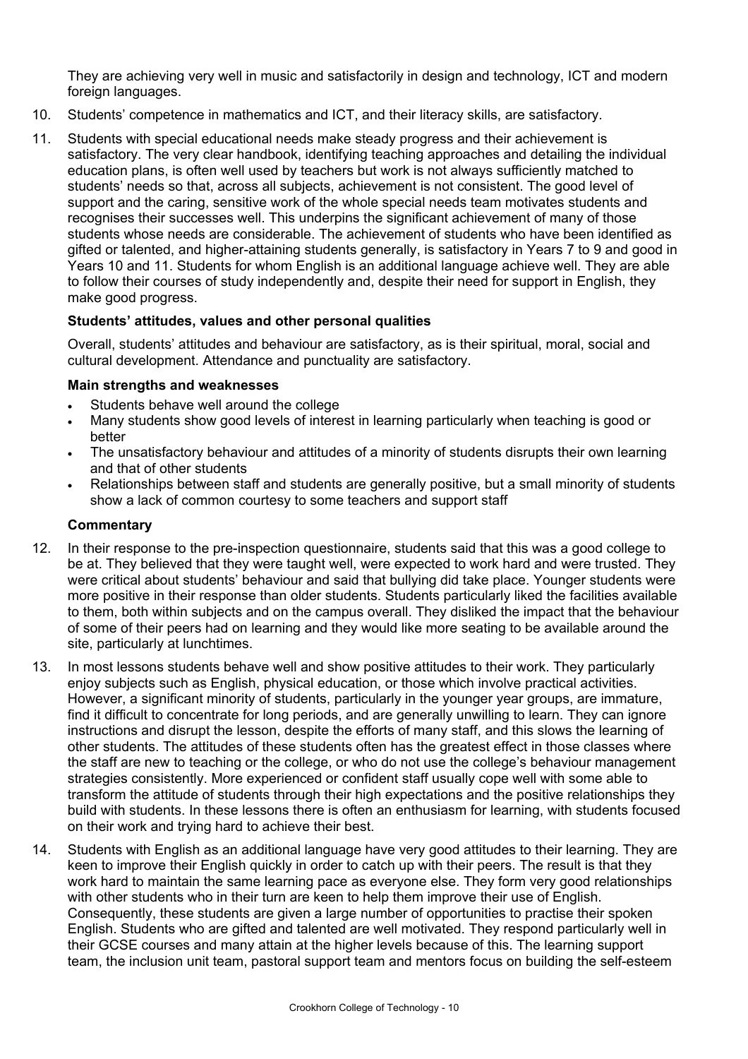They are achieving very well in music and satisfactorily in design and technology, ICT and modern foreign languages.

10. Students' competence in mathematics and ICT, and their literacy skills, are satisfactory.

11. Students with special educational needs make steady progress and their achievement is satisfactory. The very clear handbook, identifying teaching approaches and detailing the individual education plans, is often well used by teachers but work is not always sufficiently matched to students' needs so that, across all subjects, achievement is not consistent. The good level of support and the caring, sensitive work of the whole special needs team motivates students and recognises their successes well. This underpins the significant achievement of many of those students whose needs are considerable. The achievement of students who have been identified as gifted or talented, and higher-attaining students generally, is satisfactory in Years 7 to 9 and good in Years 10 and 11. Students for whom English is an additional language achieve well. They are able to follow their courses of study independently and, despite their need for support in English, they make good progress.

**Students' attitudes, values and other personal qualities**

Overall, students' attitudes and behaviour are satisfactory, as is their spiritual, moral, social and cultural development. Attendance and punctuality are satisfactory.

**Main strengths and weaknesses**

- Students behave well around the college
- Many students show good levels of interest in learning particularly when teaching is good or better
- The unsatisfactory behaviour and attitudes of a minority of students disrupts their own learning and that of other students
- Relationships between staff and students are generally positive, but a small minority of students show a lack of common courtesy to some teachers and support staff

**Commentary**

12. In their response to the pre-inspection questionnaire, students said that this was a good college to be at. They believed that they were taught well, were expected to work hard and were trusted. They were critical about students' behaviour and said that bullying did take place. Younger students were more positive in their response than older students. Students particularly liked the facilities available to them, both within subjects and on the campus overall. They disliked the impact that the behaviour of some of their peers had on learning and they would like more seating to be available around the site, particularly at lunchtimes.

13. In most lessons students behave well and show positive attitudes to their work. They particularly enjoy subjects such as English, physical education, or those which involve practical activities. However, a significant minority of students, particularly in the younger year groups, are immature, find it difficult to concentrate for long periods, and are generally unwilling to learn. They can ignore instructions and disrupt the lesson, despite the efforts of many staff, and this slows the learning of other students. The attitudes of these students often has the greatest effect in those classes where the staff are new to teaching or the college, or who do not use the college's behaviour management strategies consistently. More experienced or confident staff usually cope well with some able to transform the attitude of students through their high expectations and the positive relationships they build with students. In these lessons there is often an enthusiasm for learning, with students focused on their work and trying hard to achieve their best.

14. Students with English as an additional language have very good attitudes to their learning. They are keen to improve their English quickly in order to catch up with their peers. The result is that they work hard to maintain the same learning pace as everyone else. They form very good relationships with other students who in their turn are keen to help them improve their use of English. Consequently, these students are given a large number of opportunities to practise their spoken English. Students who are gifted and talented are well motivated. They respond particularly well in their GCSE courses and many attain at the higher levels because of this. The learning support team, the inclusion unit team, pastoral support team and mentors focus on building the self-esteem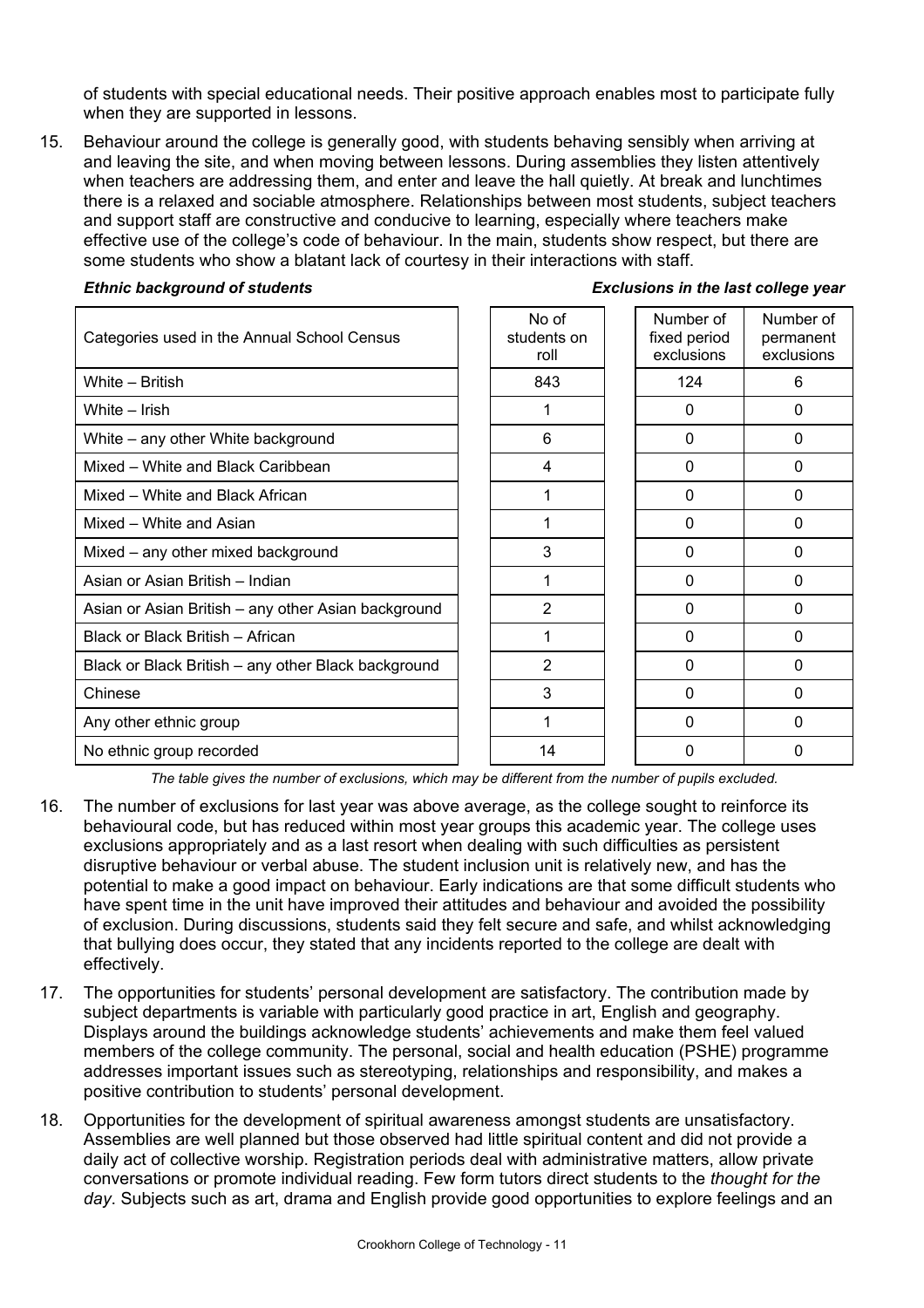of students with special educational needs. Their positive approach enables most to participate fully when they are supported in lessons.

15. Behaviour around the college is generally good, with students behaving sensibly when arriving at and leaving the site, and when moving between lessons. During assemblies they listen attentively when teachers are addressing them, and enter and leave the hall quietly. At break and lunchtimes there is a relaxed and sociable atmosphere. Relationships between most students, subject teachers and support staff are constructive and conducive to learning, especially where teachers make effective use of the college's code of behaviour. In the main, students show respect, but there are some students who show a blatant lack of courtesy in their interactions with staff.

***Ethnic background of students*** | ***Exclusions in the last college year***

| Categories used in the Annual School Census | No of students on roll | Number of fixed period exclusions | Number of permanent exclusions |
|---|---|---|---|
| White – British | 843 | 124 | 6 |
| White – Irish | 1 | 0 | 0 |
| White – any other White background | 6 | 0 | 0 |
| Mixed – White and Black Caribbean | 4 | 0 | 0 |
| Mixed – White and Black African | 1 | 0 | 0 |
| Mixed – White and Asian | 1 | 0 | 0 |
| Mixed – any other mixed background | 3 | 0 | 0 |
| Asian or Asian British – Indian | 1 | 0 | 0 |
| Asian or Asian British – any other Asian background | 2 | 0 | 0 |
| Black or Black British – African | 1 | 0 | 0 |
| Black or Black British – any other Black background | 2 | 0 | 0 |
| Chinese | 3 | 0 | 0 |
| Any other ethnic group | 1 | 0 | 0 |
| No ethnic group recorded | 14 | 0 | 0 |

*The table gives the number of exclusions, which may be different from the number of pupils excluded.*

16. The number of exclusions for last year was above average, as the college sought to reinforce its behavioural code, but has reduced within most year groups this academic year. The college uses exclusions appropriately and as a last resort when dealing with such difficulties as persistent disruptive behaviour or verbal abuse. The student inclusion unit is relatively new, and has the potential to make a good impact on behaviour. Early indications are that some difficult students who have spent time in the unit have improved their attitudes and behaviour and avoided the possibility of exclusion. During discussions, students said they felt secure and safe, and whilst acknowledging that bullying does occur, they stated that any incidents reported to the college are dealt with effectively.

17. The opportunities for students' personal development are satisfactory. The contribution made by subject departments is variable with particularly good practice in art, English and geography. Displays around the buildings acknowledge students' achievements and make them feel valued members of the college community. The personal, social and health education (PSHE) programme addresses important issues such as stereotyping, relationships and responsibility, and makes a positive contribution to students' personal development.

18. Opportunities for the development of spiritual awareness amongst students are unsatisfactory. Assemblies are well planned but those observed had little spiritual content and did not provide a daily act of collective worship. Registration periods deal with administrative matters, allow private conversations or promote individual reading. Few form tutors direct students to the *thought for the day*. Subjects such as art, drama and English provide good opportunities to explore feelings and an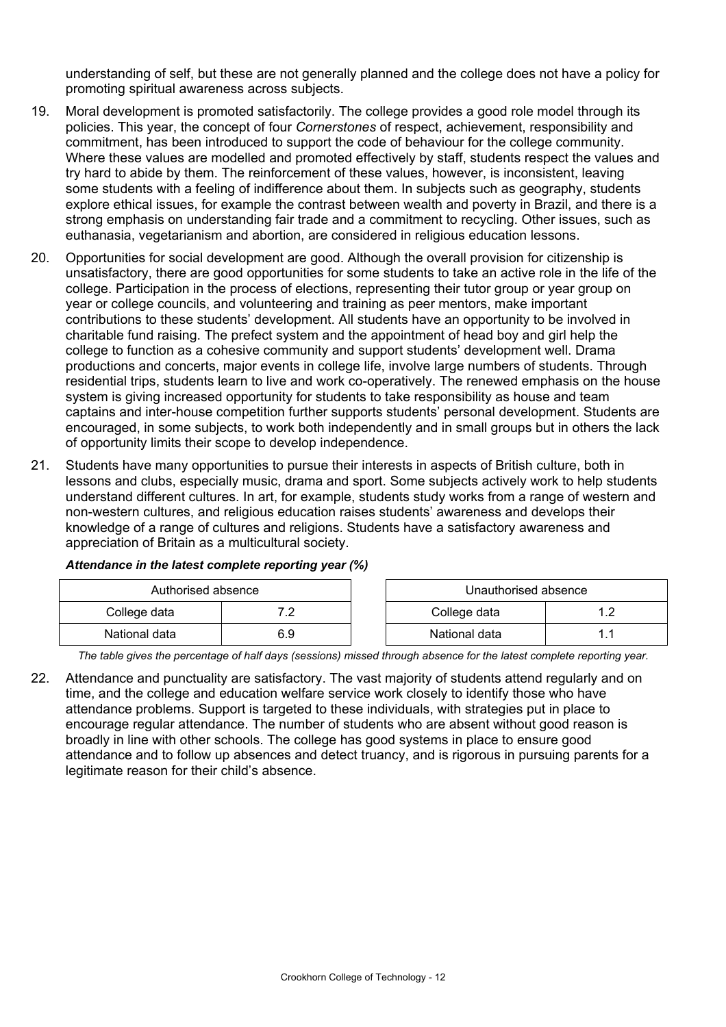understanding of self, but these are not generally planned and the college does not have a policy for promoting spiritual awareness across subjects.

19. Moral development is promoted satisfactorily. The college provides a good role model through its policies. This year, the concept of four *Cornerstones* of respect, achievement, responsibility and commitment, has been introduced to support the code of behaviour for the college community. Where these values are modelled and promoted effectively by staff, students respect the values and try hard to abide by them. The reinforcement of these values, however, is inconsistent, leaving some students with a feeling of indifference about them. In subjects such as geography, students explore ethical issues, for example the contrast between wealth and poverty in Brazil, and there is a strong emphasis on understanding fair trade and a commitment to recycling. Other issues, such as euthanasia, vegetarianism and abortion, are considered in religious education lessons.

20. Opportunities for social development are good. Although the overall provision for citizenship is unsatisfactory, there are good opportunities for some students to take an active role in the life of the college. Participation in the process of elections, representing their tutor group or year group on year or college councils, and volunteering and training as peer mentors, make important contributions to these students' development. All students have an opportunity to be involved in charitable fund raising. The prefect system and the appointment of head boy and girl help the college to function as a cohesive community and support students' development well. Drama productions and concerts, major events in college life, involve large numbers of students. Through residential trips, students learn to live and work co-operatively. The renewed emphasis on the house system is giving increased opportunity for students to take responsibility as house and team captains and inter-house competition further supports students' personal development. Students are encouraged, in some subjects, to work both independently and in small groups but in others the lack of opportunity limits their scope to develop independence.

21. Students have many opportunities to pursue their interests in aspects of British culture, both in lessons and clubs, especially music, drama and sport. Some subjects actively work to help students understand different cultures. In art, for example, students study works from a range of western and non-western cultures, and religious education raises students' awareness and develops their knowledge of a range of cultures and religions. Students have a satisfactory awareness and appreciation of Britain as a multicultural society.

***Attendance in the latest complete reporting year (%)***

| Authorised absence | |
|---|---|
| College data | 7.2 |
| National data | 6.9 |

| Unauthorised absence | |
|---|---|
| College data | 1.2 |
| National data | 1.1 |

*The table gives the percentage of half days (sessions) missed through absence for the latest complete reporting year.*

22. Attendance and punctuality are satisfactory. The vast majority of students attend regularly and on time, and the college and education welfare service work closely to identify those who have attendance problems. Support is targeted to these individuals, with strategies put in place to encourage regular attendance. The number of students who are absent without good reason is broadly in line with other schools. The college has good systems in place to ensure good attendance and to follow up absences and detect truancy, and is rigorous in pursuing parents for a legitimate reason for their child's absence.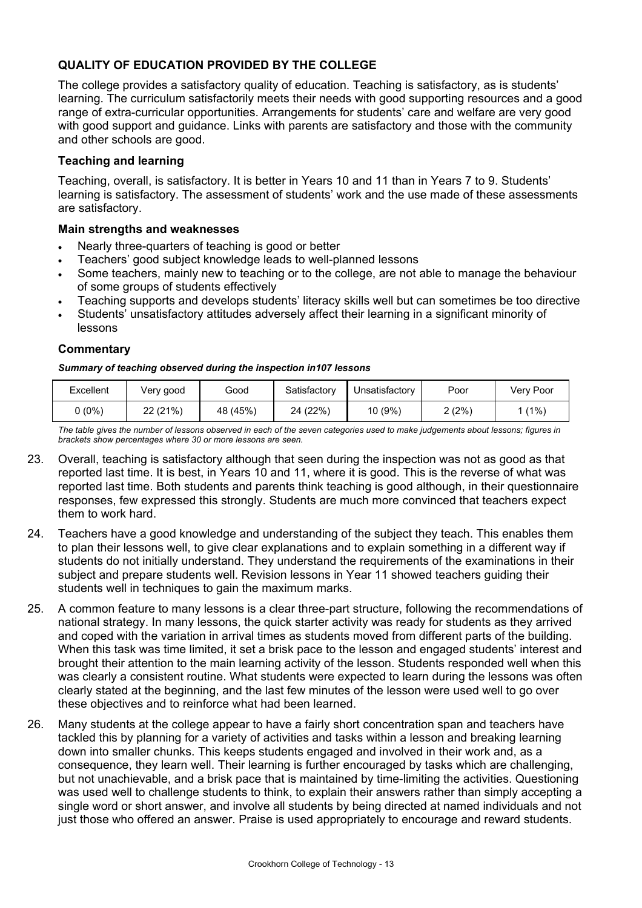## QUALITY OF EDUCATION PROVIDED BY THE COLLEGE

The college provides a satisfactory quality of education. Teaching is satisfactory, as is students' learning. The curriculum satisfactorily meets their needs with good supporting resources and a good range of extra-curricular opportunities. Arrangements for students' care and welfare are very good with good support and guidance. Links with parents are satisfactory and those with the community and other schools are good.

### Teaching and learning

Teaching, overall, is satisfactory. It is better in Years 10 and 11 than in Years 7 to 9. Students' learning is satisfactory. The assessment of students' work and the use made of these assessments are satisfactory.

#### Main strengths and weaknesses

- Nearly three-quarters of teaching is good or better
- Teachers' good subject knowledge leads to well-planned lessons
- Some teachers, mainly new to teaching or to the college, are not able to manage the behaviour of some groups of students effectively
- Teaching supports and develops students' literacy skills well but can sometimes be too directive
- Students' unsatisfactory attitudes adversely affect their learning in a significant minority of lessons

#### Commentary

***Summary of teaching observed during the inspection in107 lessons***

| Excellent | Very good | Good | Satisfactory | Unsatisfactory | Poor | Very Poor |
|---|---|---|---|---|---|---|
| 0 (0%) | 22 (21%) | 48 (45%) | 24 (22%) | 10 (9%) | 2 (2%) | 1 (1%) |

*The table gives the number of lessons observed in each of the seven categories used to make judgements about lessons; figures in brackets show percentages where 30 or more lessons are seen.*

23. Overall, teaching is satisfactory although that seen during the inspection was not as good as that reported last time. It is best, in Years 10 and 11, where it is good. This is the reverse of what was reported last time. Both students and parents think teaching is good although, in their questionnaire responses, few expressed this strongly. Students are much more convinced that teachers expect them to work hard.

24. Teachers have a good knowledge and understanding of the subject they teach. This enables them to plan their lessons well, to give clear explanations and to explain something in a different way if students do not initially understand. They understand the requirements of the examinations in their subject and prepare students well. Revision lessons in Year 11 showed teachers guiding their students well in techniques to gain the maximum marks.

25. A common feature to many lessons is a clear three-part structure, following the recommendations of national strategy. In many lessons, the quick starter activity was ready for students as they arrived and coped with the variation in arrival times as students moved from different parts of the building. When this task was time limited, it set a brisk pace to the lesson and engaged students' interest and brought their attention to the main learning activity of the lesson. Students responded well when this was clearly a consistent routine. What students were expected to learn during the lessons was often clearly stated at the beginning, and the last few minutes of the lesson were used well to go over these objectives and to reinforce what had been learned.

26. Many students at the college appear to have a fairly short concentration span and teachers have tackled this by planning for a variety of activities and tasks within a lesson and breaking learning down into smaller chunks. This keeps students engaged and involved in their work and, as a consequence, they learn well. Their learning is further encouraged by tasks which are challenging, but not unachievable, and a brisk pace that is maintained by time-limiting the activities. Questioning was used well to challenge students to think, to explain their answers rather than simply accepting a single word or short answer, and involve all students by being directed at named individuals and not just those who offered an answer. Praise is used appropriately to encourage and reward students.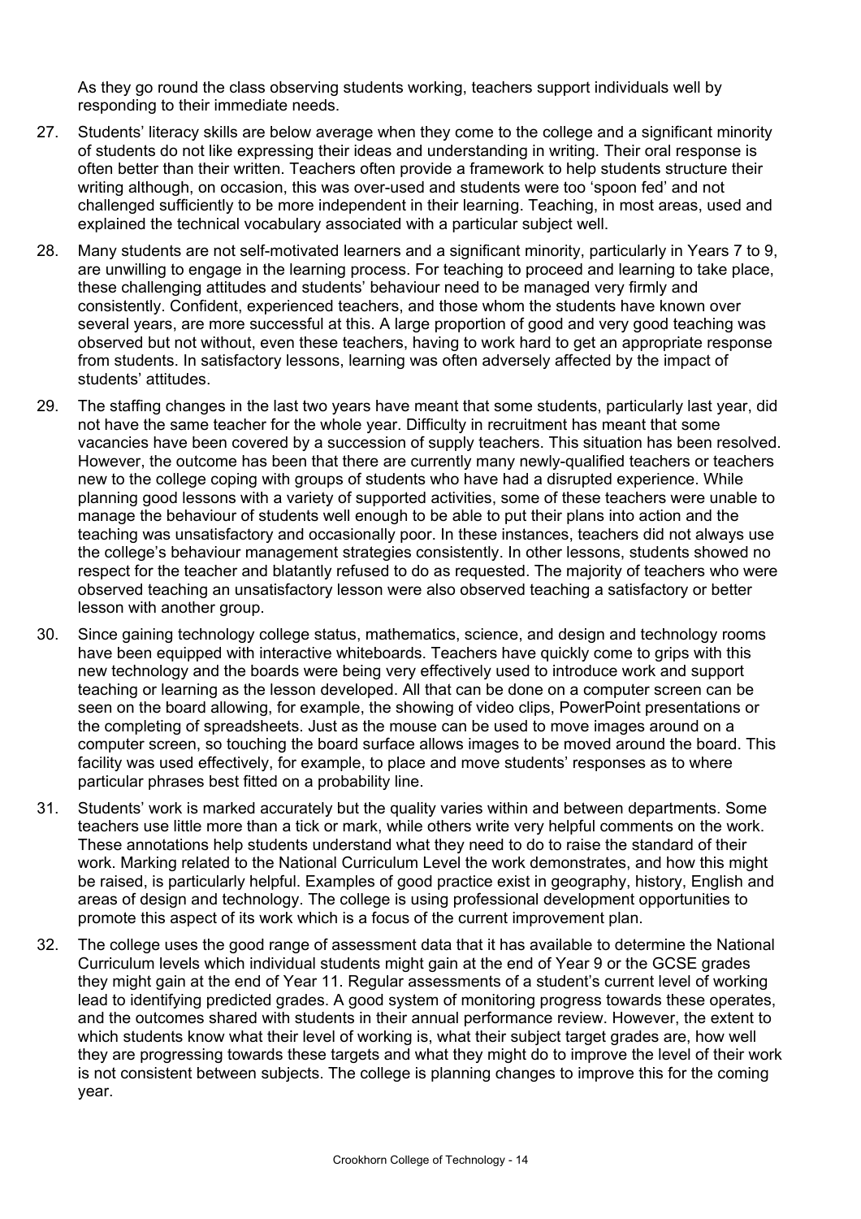As they go round the class observing students working, teachers support individuals well by responding to their immediate needs.

27. Students' literacy skills are below average when they come to the college and a significant minority of students do not like expressing their ideas and understanding in writing. Their oral response is often better than their written. Teachers often provide a framework to help students structure their writing although, on occasion, this was over-used and students were too 'spoon fed' and not challenged sufficiently to be more independent in their learning. Teaching, in most areas, used and explained the technical vocabulary associated with a particular subject well.

28. Many students are not self-motivated learners and a significant minority, particularly in Years 7 to 9, are unwilling to engage in the learning process. For teaching to proceed and learning to take place, these challenging attitudes and students' behaviour need to be managed very firmly and consistently. Confident, experienced teachers, and those whom the students have known over several years, are more successful at this. A large proportion of good and very good teaching was observed but not without, even these teachers, having to work hard to get an appropriate response from students. In satisfactory lessons, learning was often adversely affected by the impact of students' attitudes.

29. The staffing changes in the last two years have meant that some students, particularly last year, did not have the same teacher for the whole year. Difficulty in recruitment has meant that some vacancies have been covered by a succession of supply teachers. This situation has been resolved. However, the outcome has been that there are currently many newly-qualified teachers or teachers new to the college coping with groups of students who have had a disrupted experience. While planning good lessons with a variety of supported activities, some of these teachers were unable to manage the behaviour of students well enough to be able to put their plans into action and the teaching was unsatisfactory and occasionally poor. In these instances, teachers did not always use the college's behaviour management strategies consistently. In other lessons, students showed no respect for the teacher and blatantly refused to do as requested. The majority of teachers who were observed teaching an unsatisfactory lesson were also observed teaching a satisfactory or better lesson with another group.

30. Since gaining technology college status, mathematics, science, and design and technology rooms have been equipped with interactive whiteboards. Teachers have quickly come to grips with this new technology and the boards were being very effectively used to introduce work and support teaching or learning as the lesson developed. All that can be done on a computer screen can be seen on the board allowing, for example, the showing of video clips, PowerPoint presentations or the completing of spreadsheets. Just as the mouse can be used to move images around on a computer screen, so touching the board surface allows images to be moved around the board. This facility was used effectively, for example, to place and move students' responses as to where particular phrases best fitted on a probability line.

31. Students' work is marked accurately but the quality varies within and between departments. Some teachers use little more than a tick or mark, while others write very helpful comments on the work. These annotations help students understand what they need to do to raise the standard of their work. Marking related to the National Curriculum Level the work demonstrates, and how this might be raised, is particularly helpful. Examples of good practice exist in geography, history, English and areas of design and technology. The college is using professional development opportunities to promote this aspect of its work which is a focus of the current improvement plan.

32. The college uses the good range of assessment data that it has available to determine the National Curriculum levels which individual students might gain at the end of Year 9 or the GCSE grades they might gain at the end of Year 11. Regular assessments of a student's current level of working lead to identifying predicted grades. A good system of monitoring progress towards these operates, and the outcomes shared with students in their annual performance review. However, the extent to which students know what their level of working is, what their subject target grades are, how well they are progressing towards these targets and what they might do to improve the level of their work is not consistent between subjects. The college is planning changes to improve this for the coming year.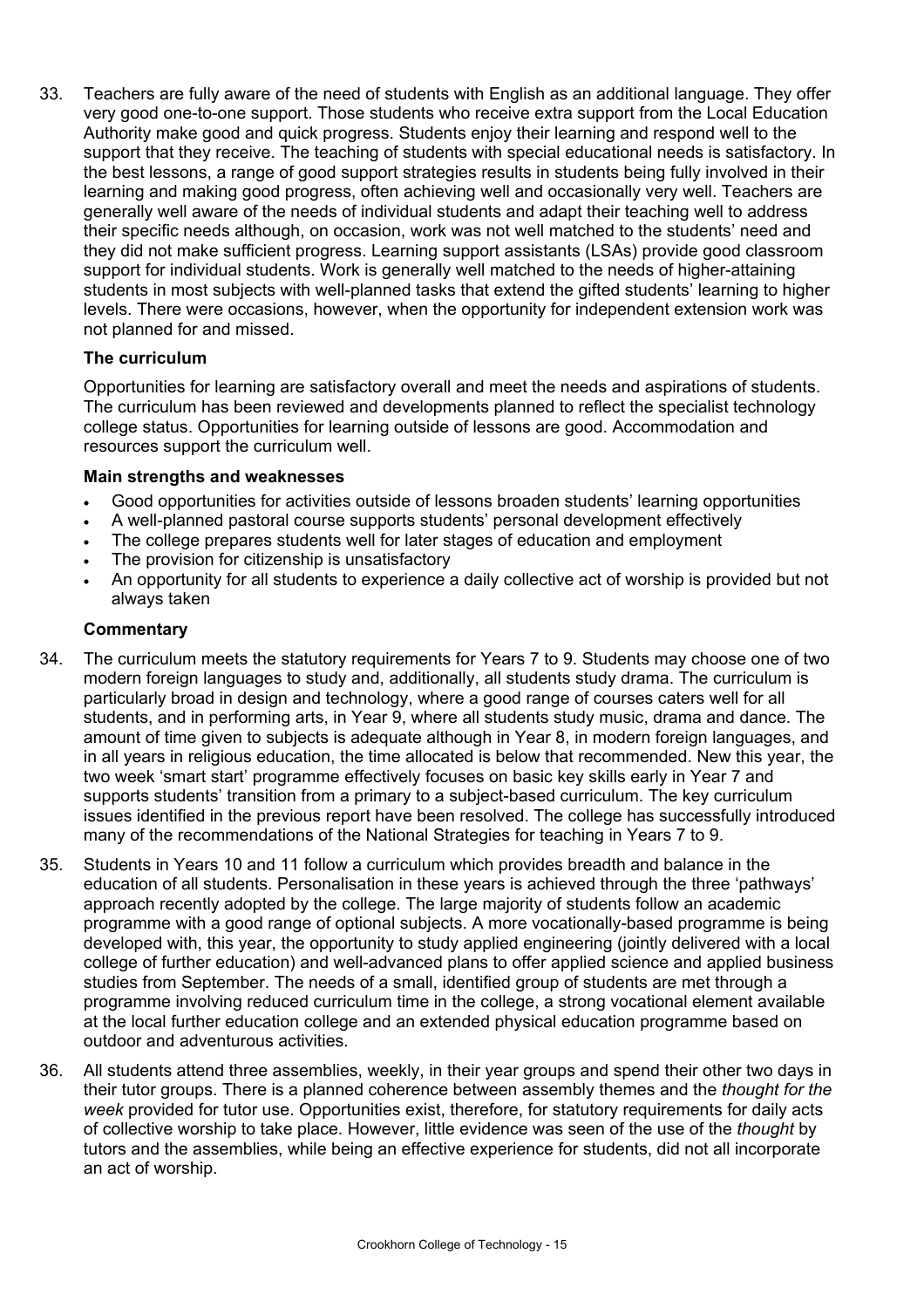33. Teachers are fully aware of the need of students with English as an additional language. They offer very good one-to-one support. Those students who receive extra support from the Local Education Authority make good and quick progress. Students enjoy their learning and respond well to the support that they receive. The teaching of students with special educational needs is satisfactory. In the best lessons, a range of good support strategies results in students being fully involved in their learning and making good progress, often achieving well and occasionally very well. Teachers are generally well aware of the needs of individual students and adapt their teaching well to address their specific needs although, on occasion, work was not well matched to the students' need and they did not make sufficient progress. Learning support assistants (LSAs) provide good classroom support for individual students. Work is generally well matched to the needs of higher-attaining students in most subjects with well-planned tasks that extend the gifted students' learning to higher levels. There were occasions, however, when the opportunity for independent extension work was not planned for and missed.

### The curriculum

Opportunities for learning are satisfactory overall and meet the needs and aspirations of students. The curriculum has been reviewed and developments planned to reflect the specialist technology college status. Opportunities for learning outside of lessons are good. Accommodation and resources support the curriculum well.

#### Main strengths and weaknesses

- Good opportunities for activities outside of lessons broaden students' learning opportunities
- A well-planned pastoral course supports students' personal development effectively
- The college prepares students well for later stages of education and employment
- The provision for citizenship is unsatisfactory
- An opportunity for all students to experience a daily collective act of worship is provided but not always taken

#### Commentary

34. The curriculum meets the statutory requirements for Years 7 to 9. Students may choose one of two modern foreign languages to study and, additionally, all students study drama. The curriculum is particularly broad in design and technology, where a good range of courses caters well for all students, and in performing arts, in Year 9, where all students study music, drama and dance. The amount of time given to subjects is adequate although in Year 8, in modern foreign languages, and in all years in religious education, the time allocated is below that recommended. New this year, the two week 'smart start' programme effectively focuses on basic key skills early in Year 7 and supports students' transition from a primary to a subject-based curriculum. The key curriculum issues identified in the previous report have been resolved. The college has successfully introduced many of the recommendations of the National Strategies for teaching in Years 7 to 9.

35. Students in Years 10 and 11 follow a curriculum which provides breadth and balance in the education of all students. Personalisation in these years is achieved through the three 'pathways' approach recently adopted by the college. The large majority of students follow an academic programme with a good range of optional subjects. A more vocationally-based programme is being developed with, this year, the opportunity to study applied engineering (jointly delivered with a local college of further education) and well-advanced plans to offer applied science and applied business studies from September. The needs of a small, identified group of students are met through a programme involving reduced curriculum time in the college, a strong vocational element available at the local further education college and an extended physical education programme based on outdoor and adventurous activities.

36. All students attend three assemblies, weekly, in their year groups and spend their other two days in their tutor groups. There is a planned coherence between assembly themes and the *thought for the week* provided for tutor use. Opportunities exist, therefore, for statutory requirements for daily acts of collective worship to take place. However, little evidence was seen of the use of the *thought* by tutors and the assemblies, while being an effective experience for students, did not all incorporate an act of worship.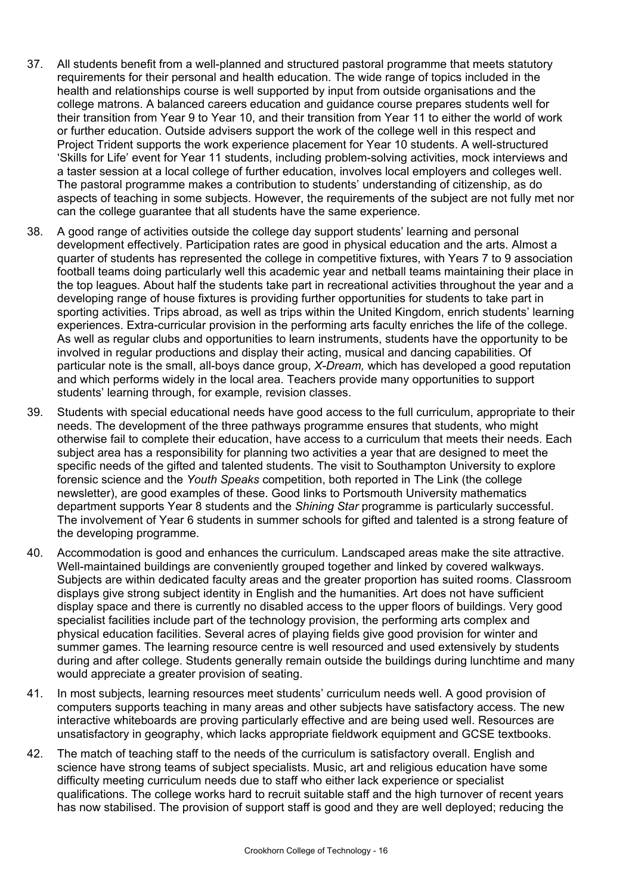37. All students benefit from a well-planned and structured pastoral programme that meets statutory requirements for their personal and health education. The wide range of topics included in the health and relationships course is well supported by input from outside organisations and the college matrons. A balanced careers education and guidance course prepares students well for their transition from Year 9 to Year 10, and their transition from Year 11 to either the world of work or further education. Outside advisers support the work of the college well in this respect and Project Trident supports the work experience placement for Year 10 students. A well-structured 'Skills for Life' event for Year 11 students, including problem-solving activities, mock interviews and a taster session at a local college of further education, involves local employers and colleges well. The pastoral programme makes a contribution to students' understanding of citizenship, as do aspects of teaching in some subjects. However, the requirements of the subject are not fully met nor can the college guarantee that all students have the same experience.

38. A good range of activities outside the college day support students' learning and personal development effectively. Participation rates are good in physical education and the arts. Almost a quarter of students has represented the college in competitive fixtures, with Years 7 to 9 association football teams doing particularly well this academic year and netball teams maintaining their place in the top leagues. About half the students take part in recreational activities throughout the year and a developing range of house fixtures is providing further opportunities for students to take part in sporting activities. Trips abroad, as well as trips within the United Kingdom, enrich students' learning experiences. Extra-curricular provision in the performing arts faculty enriches the life of the college. As well as regular clubs and opportunities to learn instruments, students have the opportunity to be involved in regular productions and display their acting, musical and dancing capabilities. Of particular note is the small, all-boys dance group, *X-Dream,* which has developed a good reputation and which performs widely in the local area. Teachers provide many opportunities to support students' learning through, for example, revision classes.

39. Students with special educational needs have good access to the full curriculum, appropriate to their needs. The development of the three pathways programme ensures that students, who might otherwise fail to complete their education, have access to a curriculum that meets their needs. Each subject area has a responsibility for planning two activities a year that are designed to meet the specific needs of the gifted and talented students. The visit to Southampton University to explore forensic science and the *Youth Speaks* competition, both reported in The Link (the college newsletter), are good examples of these. Good links to Portsmouth University mathematics department supports Year 8 students and the *Shining Star* programme is particularly successful. The involvement of Year 6 students in summer schools for gifted and talented is a strong feature of the developing programme.

40. Accommodation is good and enhances the curriculum. Landscaped areas make the site attractive. Well-maintained buildings are conveniently grouped together and linked by covered walkways. Subjects are within dedicated faculty areas and the greater proportion has suited rooms. Classroom displays give strong subject identity in English and the humanities. Art does not have sufficient display space and there is currently no disabled access to the upper floors of buildings. Very good specialist facilities include part of the technology provision, the performing arts complex and physical education facilities. Several acres of playing fields give good provision for winter and summer games. The learning resource centre is well resourced and used extensively by students during and after college. Students generally remain outside the buildings during lunchtime and many would appreciate a greater provision of seating.

41. In most subjects, learning resources meet students' curriculum needs well. A good provision of computers supports teaching in many areas and other subjects have satisfactory access. The new interactive whiteboards are proving particularly effective and are being used well. Resources are unsatisfactory in geography, which lacks appropriate fieldwork equipment and GCSE textbooks.

42. The match of teaching staff to the needs of the curriculum is satisfactory overall. English and science have strong teams of subject specialists. Music, art and religious education have some difficulty meeting curriculum needs due to staff who either lack experience or specialist qualifications. The college works hard to recruit suitable staff and the high turnover of recent years has now stabilised. The provision of support staff is good and they are well deployed; reducing the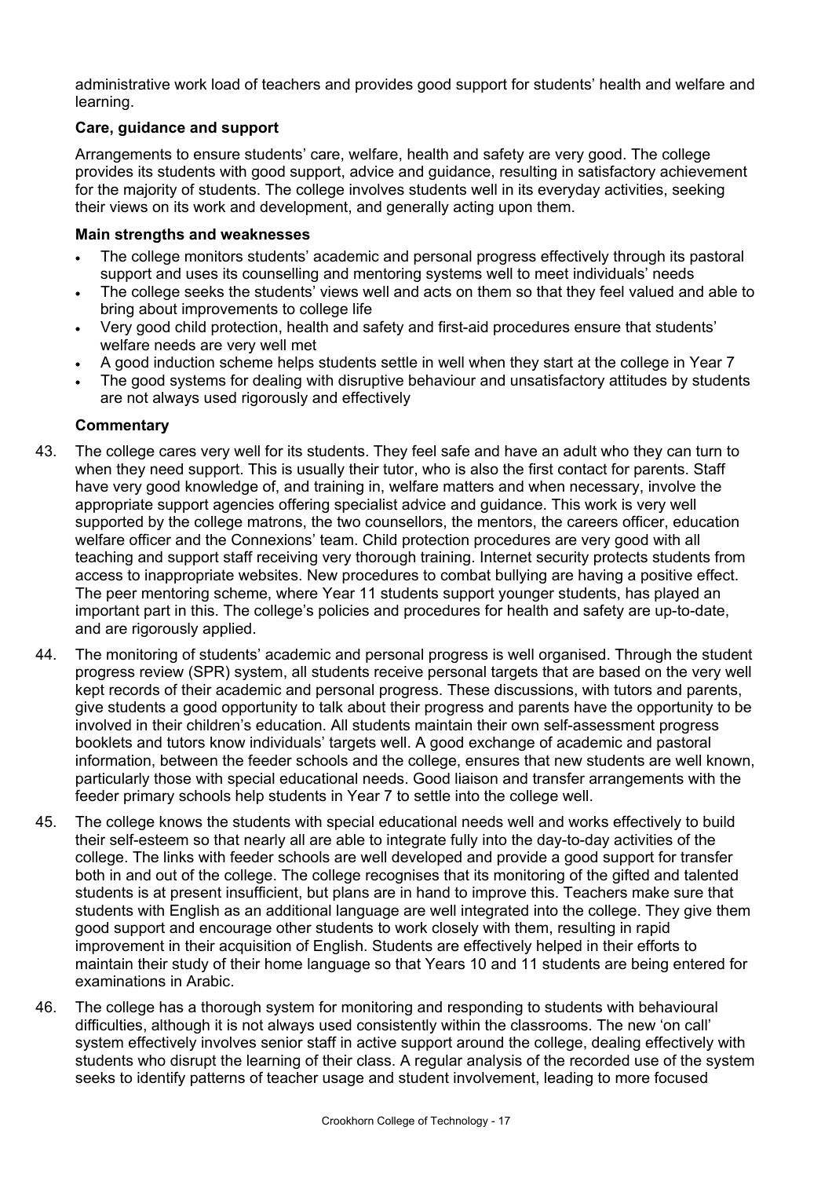administrative work load of teachers and provides good support for students' health and welfare and learning.

### Care, guidance and support

Arrangements to ensure students' care, welfare, health and safety are very good. The college provides its students with good support, advice and guidance, resulting in satisfactory achievement for the majority of students. The college involves students well in its everyday activities, seeking their views on its work and development, and generally acting upon them.

#### Main strengths and weaknesses

- The college monitors students' academic and personal progress effectively through its pastoral support and uses its counselling and mentoring systems well to meet individuals' needs
- The college seeks the students' views well and acts on them so that they feel valued and able to bring about improvements to college life
- Very good child protection, health and safety and first-aid procedures ensure that students' welfare needs are very well met
- A good induction scheme helps students settle in well when they start at the college in Year 7
- The good systems for dealing with disruptive behaviour and unsatisfactory attitudes by students are not always used rigorously and effectively

#### Commentary

43. The college cares very well for its students. They feel safe and have an adult who they can turn to when they need support. This is usually their tutor, who is also the first contact for parents. Staff have very good knowledge of, and training in, welfare matters and when necessary, involve the appropriate support agencies offering specialist advice and guidance. This work is very well supported by the college matrons, the two counsellors, the mentors, the careers officer, education welfare officer and the Connexions' team. Child protection procedures are very good with all teaching and support staff receiving very thorough training. Internet security protects students from access to inappropriate websites. New procedures to combat bullying are having a positive effect. The peer mentoring scheme, where Year 11 students support younger students, has played an important part in this. The college's policies and procedures for health and safety are up-to-date, and are rigorously applied.

44. The monitoring of students' academic and personal progress is well organised. Through the student progress review (SPR) system, all students receive personal targets that are based on the very well kept records of their academic and personal progress. These discussions, with tutors and parents, give students a good opportunity to talk about their progress and parents have the opportunity to be involved in their children's education. All students maintain their own self-assessment progress booklets and tutors know individuals' targets well. A good exchange of academic and pastoral information, between the feeder schools and the college, ensures that new students are well known, particularly those with special educational needs. Good liaison and transfer arrangements with the feeder primary schools help students in Year 7 to settle into the college well.

45. The college knows the students with special educational needs well and works effectively to build their self-esteem so that nearly all are able to integrate fully into the day-to-day activities of the college. The links with feeder schools are well developed and provide a good support for transfer both in and out of the college. The college recognises that its monitoring of the gifted and talented students is at present insufficient, but plans are in hand to improve this. Teachers make sure that students with English as an additional language are well integrated into the college. They give them good support and encourage other students to work closely with them, resulting in rapid improvement in their acquisition of English. Students are effectively helped in their efforts to maintain their study of their home language so that Years 10 and 11 students are being entered for examinations in Arabic.

46. The college has a thorough system for monitoring and responding to students with behavioural difficulties, although it is not always used consistently within the classrooms. The new 'on call' system effectively involves senior staff in active support around the college, dealing effectively with students who disrupt the learning of their class. A regular analysis of the recorded use of the system seeks to identify patterns of teacher usage and student involvement, leading to more focused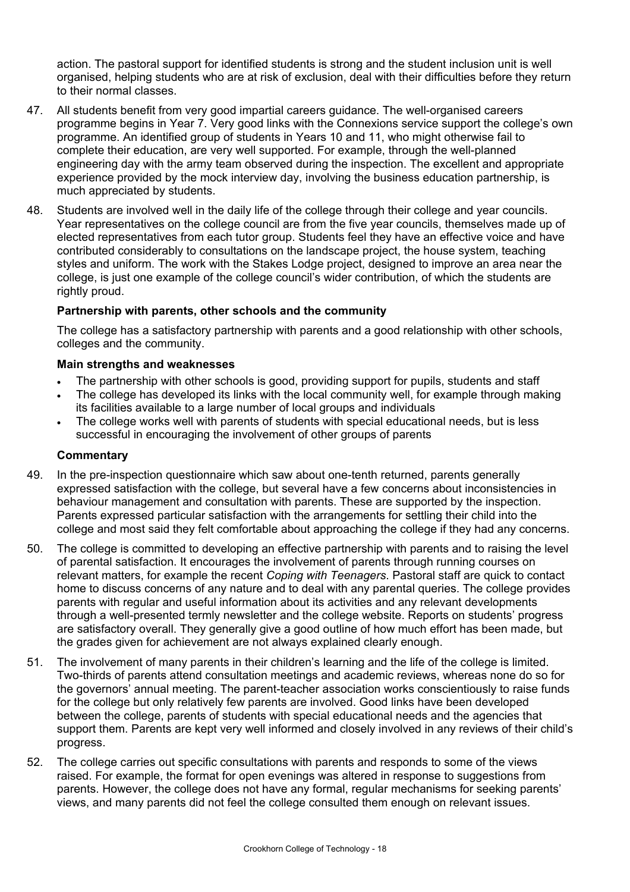action. The pastoral support for identified students is strong and the student inclusion unit is well organised, helping students who are at risk of exclusion, deal with their difficulties before they return to their normal classes.

47. All students benefit from very good impartial careers guidance. The well-organised careers programme begins in Year 7. Very good links with the Connexions service support the college's own programme. An identified group of students in Years 10 and 11, who might otherwise fail to complete their education, are very well supported. For example, through the well-planned engineering day with the army team observed during the inspection. The excellent and appropriate experience provided by the mock interview day, involving the business education partnership, is much appreciated by students.

48. Students are involved well in the daily life of the college through their college and year councils. Year representatives on the college council are from the five year councils, themselves made up of elected representatives from each tutor group. Students feel they have an effective voice and have contributed considerably to consultations on the landscape project, the house system, teaching styles and uniform. The work with the Stakes Lodge project, designed to improve an area near the college, is just one example of the college council's wider contribution, of which the students are rightly proud.

### Partnership with parents, other schools and the community

The college has a satisfactory partnership with parents and a good relationship with other schools, colleges and the community.

#### Main strengths and weaknesses

- The partnership with other schools is good, providing support for pupils, students and staff
- The college has developed its links with the local community well, for example through making its facilities available to a large number of local groups and individuals
- The college works well with parents of students with special educational needs, but is less successful in encouraging the involvement of other groups of parents

#### Commentary

49. In the pre-inspection questionnaire which saw about one-tenth returned, parents generally expressed satisfaction with the college, but several have a few concerns about inconsistencies in behaviour management and consultation with parents. These are supported by the inspection. Parents expressed particular satisfaction with the arrangements for settling their child into the college and most said they felt comfortable about approaching the college if they had any concerns.

50. The college is committed to developing an effective partnership with parents and to raising the level of parental satisfaction. It encourages the involvement of parents through running courses on relevant matters, for example the recent *Coping with Teenagers*. Pastoral staff are quick to contact home to discuss concerns of any nature and to deal with any parental queries. The college provides parents with regular and useful information about its activities and any relevant developments through a well-presented termly newsletter and the college website. Reports on students' progress are satisfactory overall. They generally give a good outline of how much effort has been made, but the grades given for achievement are not always explained clearly enough.

51. The involvement of many parents in their children's learning and the life of the college is limited. Two-thirds of parents attend consultation meetings and academic reviews, whereas none do so for the governors' annual meeting. The parent-teacher association works conscientiously to raise funds for the college but only relatively few parents are involved. Good links have been developed between the college, parents of students with special educational needs and the agencies that support them. Parents are kept very well informed and closely involved in any reviews of their child's progress.

52. The college carries out specific consultations with parents and responds to some of the views raised. For example, the format for open evenings was altered in response to suggestions from parents. However, the college does not have any formal, regular mechanisms for seeking parents' views, and many parents did not feel the college consulted them enough on relevant issues.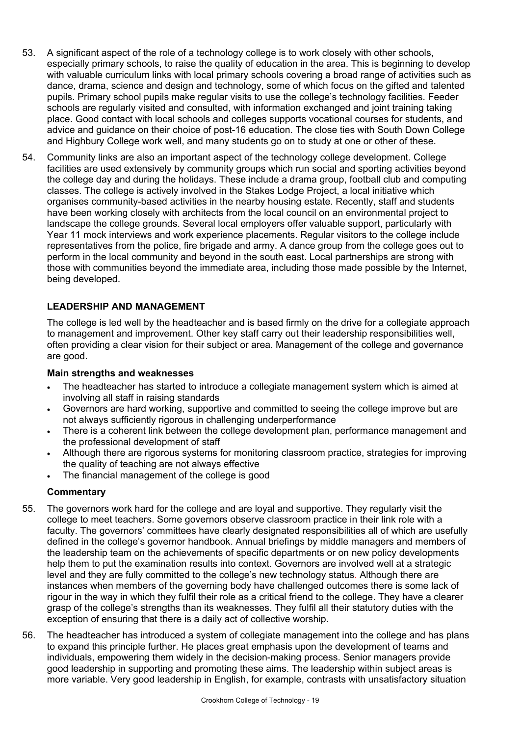53. A significant aspect of the role of a technology college is to work closely with other schools, especially primary schools, to raise the quality of education in the area. This is beginning to develop with valuable curriculum links with local primary schools covering a broad range of activities such as dance, drama, science and design and technology, some of which focus on the gifted and talented pupils. Primary school pupils make regular visits to use the college's technology facilities. Feeder schools are regularly visited and consulted, with information exchanged and joint training taking place. Good contact with local schools and colleges supports vocational courses for students, and advice and guidance on their choice of post-16 education. The close ties with South Down College and Highbury College work well, and many students go on to study at one or other of these.

54. Community links are also an important aspect of the technology college development. College facilities are used extensively by community groups which run social and sporting activities beyond the college day and during the holidays. These include a drama group, football club and computing classes. The college is actively involved in the Stakes Lodge Project, a local initiative which organises community-based activities in the nearby housing estate. Recently, staff and students have been working closely with architects from the local council on an environmental project to landscape the college grounds. Several local employers offer valuable support, particularly with Year 11 mock interviews and work experience placements. Regular visitors to the college include representatives from the police, fire brigade and army. A dance group from the college goes out to perform in the local community and beyond in the south east. Local partnerships are strong with those with communities beyond the immediate area, including those made possible by the Internet, being developed.

## LEADERSHIP AND MANAGEMENT

The college is led well by the headteacher and is based firmly on the drive for a collegiate approach to management and improvement. Other key staff carry out their leadership responsibilities well, often providing a clear vision for their subject or area. Management of the college and governance are good.

### Main strengths and weaknesses

- The headteacher has started to introduce a collegiate management system which is aimed at involving all staff in raising standards
- Governors are hard working, supportive and committed to seeing the college improve but are not always sufficiently rigorous in challenging underperformance
- There is a coherent link between the college development plan, performance management and the professional development of staff
- Although there are rigorous systems for monitoring classroom practice, strategies for improving the quality of teaching are not always effective
- The financial management of the college is good

### Commentary

55. The governors work hard for the college and are loyal and supportive. They regularly visit the college to meet teachers. Some governors observe classroom practice in their link role with a faculty. The governors' committees have clearly designated responsibilities all of which are usefully defined in the college's governor handbook. Annual briefings by middle managers and members of the leadership team on the achievements of specific departments or on new policy developments help them to put the examination results into context. Governors are involved well at a strategic level and they are fully committed to the college's new technology status. Although there are instances when members of the governing body have challenged outcomes there is some lack of rigour in the way in which they fulfil their role as a critical friend to the college. They have a clearer grasp of the college's strengths than its weaknesses. They fulfil all their statutory duties with the exception of ensuring that there is a daily act of collective worship.

56. The headteacher has introduced a system of collegiate management into the college and has plans to expand this principle further. He places great emphasis upon the development of teams and individuals, empowering them widely in the decision-making process. Senior managers provide good leadership in supporting and promoting these aims. The leadership within subject areas is more variable. Very good leadership in English, for example, contrasts with unsatisfactory situation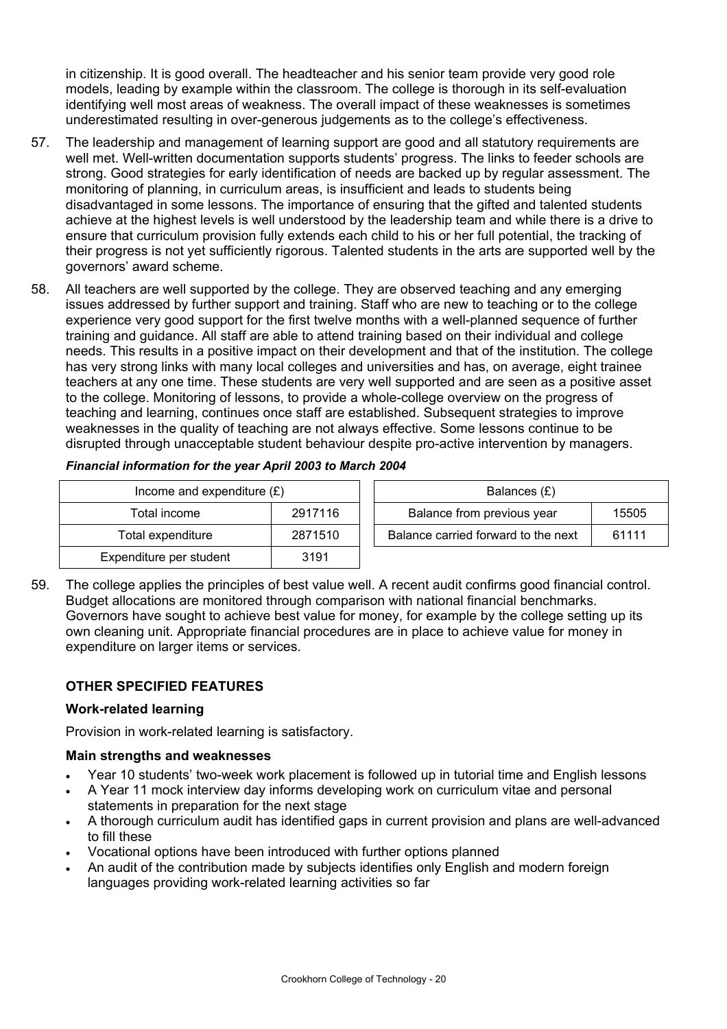in citizenship. It is good overall. The headteacher and his senior team provide very good role models, leading by example within the classroom. The college is thorough in its self-evaluation identifying well most areas of weakness. The overall impact of these weaknesses is sometimes underestimated resulting in over-generous judgements as to the college's effectiveness.

57. The leadership and management of learning support are good and all statutory requirements are well met. Well-written documentation supports students' progress. The links to feeder schools are strong. Good strategies for early identification of needs are backed up by regular assessment. The monitoring of planning, in curriculum areas, is insufficient and leads to students being disadvantaged in some lessons. The importance of ensuring that the gifted and talented students achieve at the highest levels is well understood by the leadership team and while there is a drive to ensure that curriculum provision fully extends each child to his or her full potential, the tracking of their progress is not yet sufficiently rigorous. Talented students in the arts are supported well by the governors' award scheme.

58. All teachers are well supported by the college. They are observed teaching and any emerging issues addressed by further support and training. Staff who are new to teaching or to the college experience very good support for the first twelve months with a well-planned sequence of further training and guidance. All staff are able to attend training based on their individual and college needs. This results in a positive impact on their development and that of the institution. The college has very strong links with many local colleges and universities and has, on average, eight trainee teachers at any one time. These students are very well supported and are seen as a positive asset to the college. Monitoring of lessons, to provide a whole-college overview on the progress of teaching and learning, continues once staff are established. Subsequent strategies to improve weaknesses in the quality of teaching are not always effective. Some lessons continue to be disrupted through unacceptable student behaviour despite pro-active intervention by managers.

***Financial information for the year April 2003 to March 2004***

| Income and expenditure (£) | |
|---|---|
| Total income | 2917116 |
| Total expenditure | 2871510 |
| Expenditure per student | 3191 |

| Balances (£) | |
|---|---|
| Balance from previous year | 15505 |
| Balance carried forward to the next | 61111 |

59. The college applies the principles of best value well. A recent audit confirms good financial control. Budget allocations are monitored through comparison with national financial benchmarks. Governors have sought to achieve best value for money, for example by the college setting up its own cleaning unit. Appropriate financial procedures are in place to achieve value for money in expenditure on larger items or services.

## OTHER SPECIFIED FEATURES

### Work-related learning

Provision in work-related learning is satisfactory.

### Main strengths and weaknesses

- Year 10 students' two-week work placement is followed up in tutorial time and English lessons
- A Year 11 mock interview day informs developing work on curriculum vitae and personal statements in preparation for the next stage
- A thorough curriculum audit has identified gaps in current provision and plans are well-advanced to fill these
- Vocational options have been introduced with further options planned
- An audit of the contribution made by subjects identifies only English and modern foreign languages providing work-related learning activities so far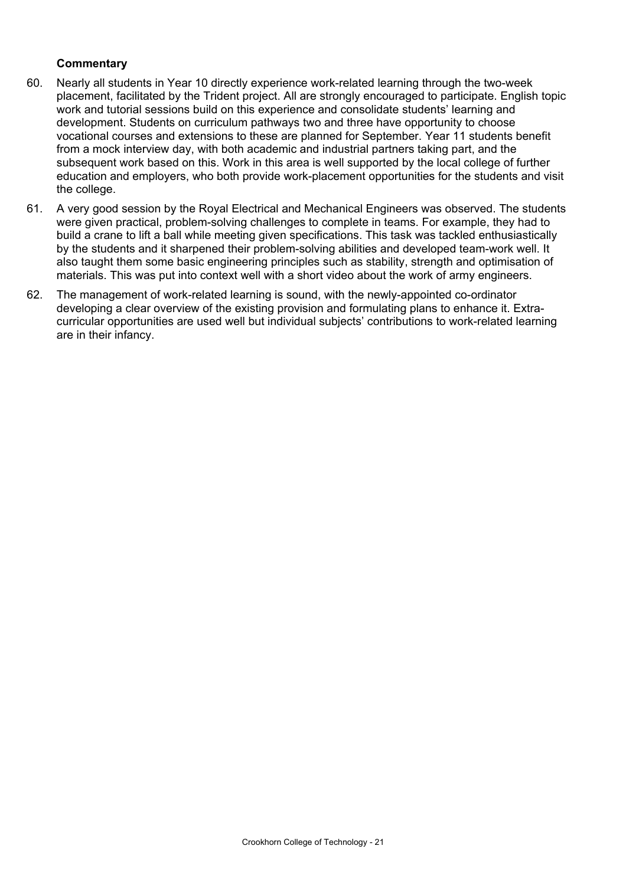**Commentary**

60. Nearly all students in Year 10 directly experience work-related learning through the two-week placement, facilitated by the Trident project. All are strongly encouraged to participate. English topic work and tutorial sessions build on this experience and consolidate students' learning and development. Students on curriculum pathways two and three have opportunity to choose vocational courses and extensions to these are planned for September. Year 11 students benefit from a mock interview day, with both academic and industrial partners taking part, and the subsequent work based on this. Work in this area is well supported by the local college of further education and employers, who both provide work-placement opportunities for the students and visit the college.

61. A very good session by the Royal Electrical and Mechanical Engineers was observed. The students were given practical, problem-solving challenges to complete in teams. For example, they had to build a crane to lift a ball while meeting given specifications. This task was tackled enthusiastically by the students and it sharpened their problem-solving abilities and developed team-work well. It also taught them some basic engineering principles such as stability, strength and optimisation of materials. This was put into context well with a short video about the work of army engineers.

62. The management of work-related learning is sound, with the newly-appointed co-ordinator developing a clear overview of the existing provision and formulating plans to enhance it. Extra-curricular opportunities are used well but individual subjects' contributions to work-related learning are in their infancy.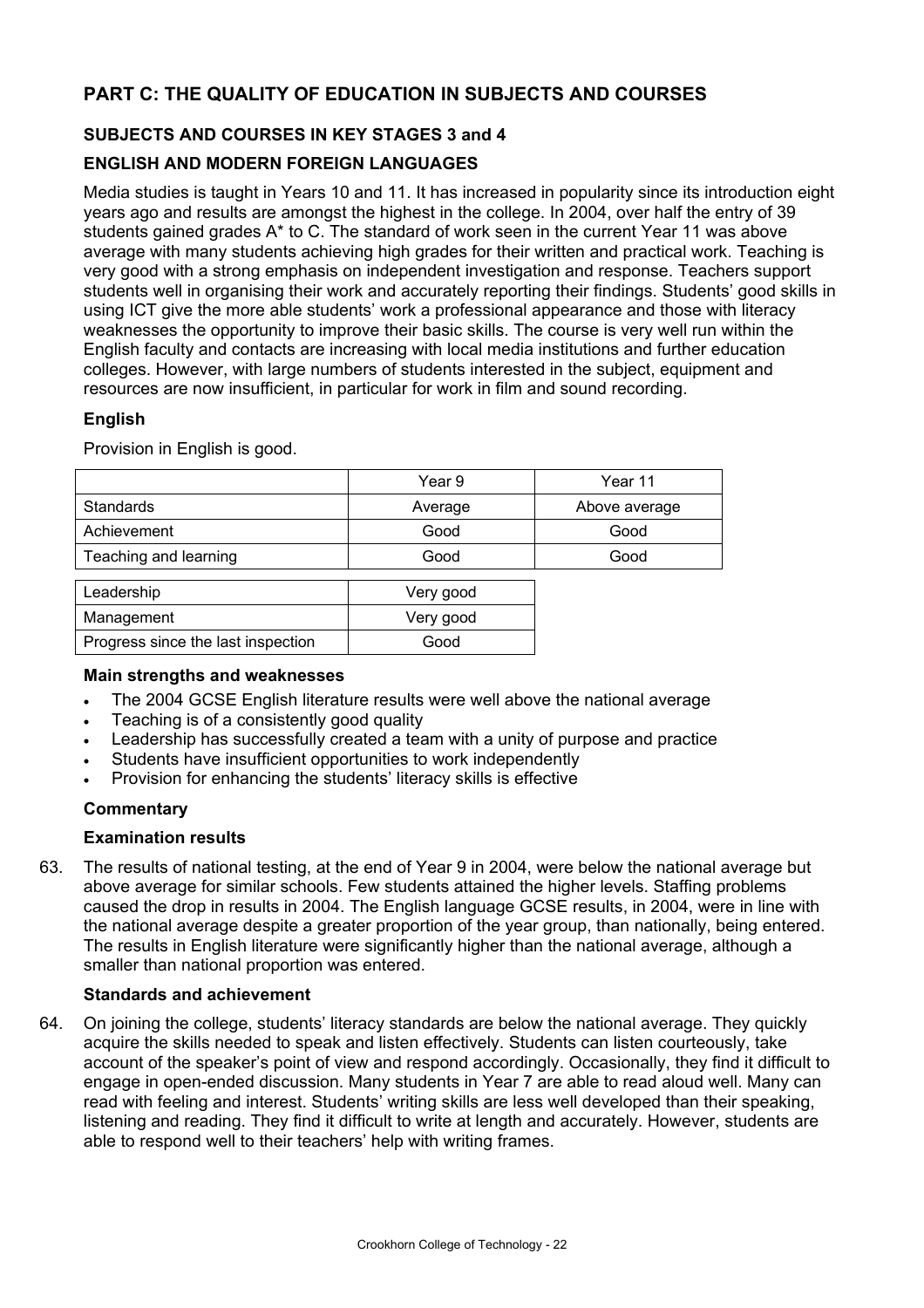# PART C: THE QUALITY OF EDUCATION IN SUBJECTS AND COURSES

## SUBJECTS AND COURSES IN KEY STAGES 3 and 4

## ENGLISH AND MODERN FOREIGN LANGUAGES

Media studies is taught in Years 10 and 11. It has increased in popularity since its introduction eight years ago and results are amongst the highest in the college. In 2004, over half the entry of 39 students gained grades A* to C. The standard of work seen in the current Year 11 was above average with many students achieving high grades for their written and practical work. Teaching is very good with a strong emphasis on independent investigation and response. Teachers support students well in organising their work and accurately reporting their findings. Students' good skills in using ICT give the more able students' work a professional appearance and those with literacy weaknesses the opportunity to improve their basic skills. The course is very well run within the English faculty and contacts are increasing with local media institutions and further education colleges. However, with large numbers of students interested in the subject, equipment and resources are now insufficient, in particular for work in film and sound recording.

### English

Provision in English is good.

| | Year 9 | Year 11 |
|---|---|---|
| Standards | Average | Above average |
| Achievement | Good | Good |
| Teaching and learning | Good | Good |

| | |
|---|---|
| Leadership | Very good |
| Management | Very good |
| Progress since the last inspection | Good |

#### Main strengths and weaknesses

- The 2004 GCSE English literature results were well above the national average
- Teaching is of a consistently good quality
- Leadership has successfully created a team with a unity of purpose and practice
- Students have insufficient opportunities to work independently
- Provision for enhancing the students' literacy skills is effective

#### Commentary

#### Examination results

63. The results of national testing, at the end of Year 9 in 2004, were below the national average but above average for similar schools. Few students attained the higher levels. Staffing problems caused the drop in results in 2004. The English language GCSE results, in 2004, were in line with the national average despite a greater proportion of the year group, than nationally, being entered. The results in English literature were significantly higher than the national average, although a smaller than national proportion was entered.

#### Standards and achievement

64. On joining the college, students' literacy standards are below the national average. They quickly acquire the skills needed to speak and listen effectively. Students can listen courteously, take account of the speaker's point of view and respond accordingly. Occasionally, they find it difficult to engage in open-ended discussion. Many students in Year 7 are able to read aloud well. Many can read with feeling and interest. Students' writing skills are less well developed than their speaking, listening and reading. They find it difficult to write at length and accurately. However, students are able to respond well to their teachers' help with writing frames.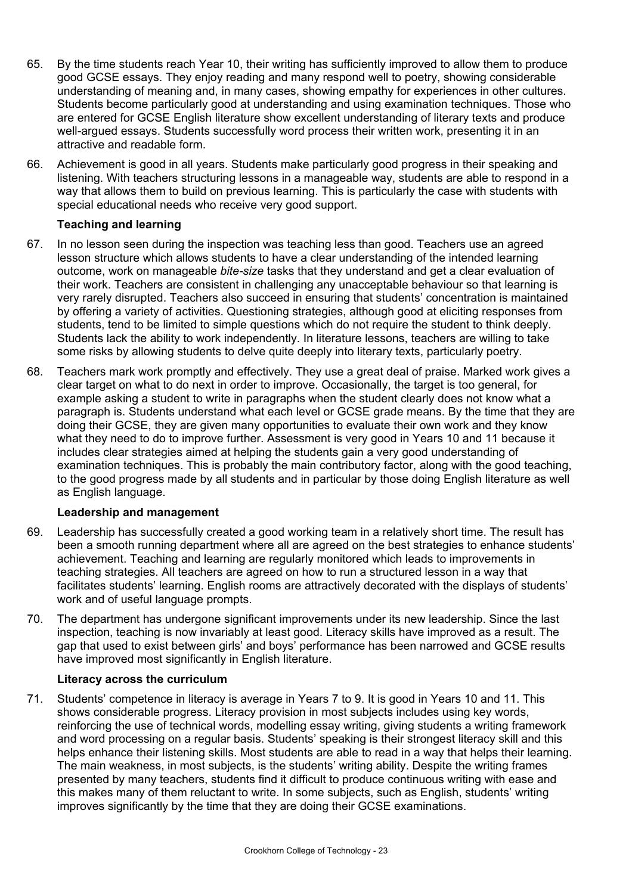65. By the time students reach Year 10, their writing has sufficiently improved to allow them to produce good GCSE essays. They enjoy reading and many respond well to poetry, showing considerable understanding of meaning and, in many cases, showing empathy for experiences in other cultures. Students become particularly good at understanding and using examination techniques. Those who are entered for GCSE English literature show excellent understanding of literary texts and produce well-argued essays. Students successfully word process their written work, presenting it in an attractive and readable form.

66. Achievement is good in all years. Students make particularly good progress in their speaking and listening. With teachers structuring lessons in a manageable way, students are able to respond in a way that allows them to build on previous learning. This is particularly the case with students with special educational needs who receive very good support.

### Teaching and learning

67. In no lesson seen during the inspection was teaching less than good. Teachers use an agreed lesson structure which allows students to have a clear understanding of the intended learning outcome, work on manageable *bite-size* tasks that they understand and get a clear evaluation of their work. Teachers are consistent in challenging any unacceptable behaviour so that learning is very rarely disrupted. Teachers also succeed in ensuring that students' concentration is maintained by offering a variety of activities. Questioning strategies, although good at eliciting responses from students, tend to be limited to simple questions which do not require the student to think deeply. Students lack the ability to work independently. In literature lessons, teachers are willing to take some risks by allowing students to delve quite deeply into literary texts, particularly poetry.

68. Teachers mark work promptly and effectively. They use a great deal of praise. Marked work gives a clear target on what to do next in order to improve. Occasionally, the target is too general, for example asking a student to write in paragraphs when the student clearly does not know what a paragraph is. Students understand what each level or GCSE grade means. By the time that they are doing their GCSE, they are given many opportunities to evaluate their own work and they know what they need to do to improve further. Assessment is very good in Years 10 and 11 because it includes clear strategies aimed at helping the students gain a very good understanding of examination techniques. This is probably the main contributory factor, along with the good teaching, to the good progress made by all students and in particular by those doing English literature as well as English language.

### Leadership and management

69. Leadership has successfully created a good working team in a relatively short time. The result has been a smooth running department where all are agreed on the best strategies to enhance students' achievement. Teaching and learning are regularly monitored which leads to improvements in teaching strategies. All teachers are agreed on how to run a structured lesson in a way that facilitates students' learning. English rooms are attractively decorated with the displays of students' work and of useful language prompts.

70. The department has undergone significant improvements under its new leadership. Since the last inspection, teaching is now invariably at least good. Literacy skills have improved as a result. The gap that used to exist between girls' and boys' performance has been narrowed and GCSE results have improved most significantly in English literature.

### Literacy across the curriculum

71. Students' competence in literacy is average in Years 7 to 9. It is good in Years 10 and 11. This shows considerable progress. Literacy provision in most subjects includes using key words, reinforcing the use of technical words, modelling essay writing, giving students a writing framework and word processing on a regular basis. Students' speaking is their strongest literacy skill and this helps enhance their listening skills. Most students are able to read in a way that helps their learning. The main weakness, in most subjects, is the students' writing ability. Despite the writing frames presented by many teachers, students find it difficult to produce continuous writing with ease and this makes many of them reluctant to write. In some subjects, such as English, students' writing improves significantly by the time that they are doing their GCSE examinations.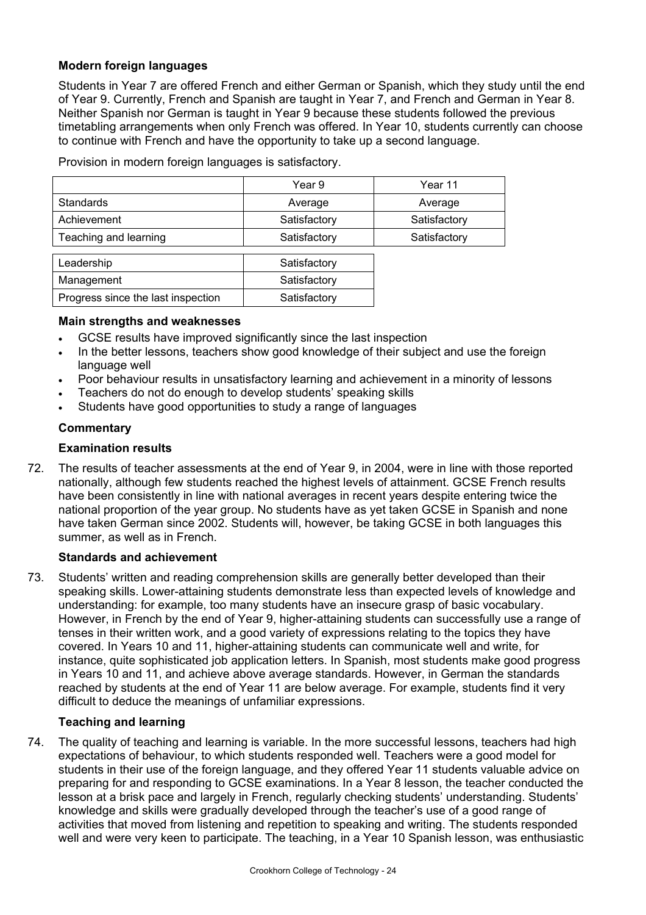### Modern foreign languages

Students in Year 7 are offered French and either German or Spanish, which they study until the end of Year 9. Currently, French and Spanish are taught in Year 7, and French and German in Year 8. Neither Spanish nor German is taught in Year 9 because these students followed the previous timetabling arrangements when only French was offered. In Year 10, students currently can choose to continue with French and have the opportunity to take up a second language.

Provision in modern foreign languages is satisfactory.

| | Year 9 | Year 11 |
|---|---|---|
| Standards | Average | Average |
| Achievement | Satisfactory | Satisfactory |
| Teaching and learning | Satisfactory | Satisfactory |

| | |
|---|---|
| Leadership | Satisfactory |
| Management | Satisfactory |
| Progress since the last inspection | Satisfactory |

#### Main strengths and weaknesses

- GCSE results have improved significantly since the last inspection
- In the better lessons, teachers show good knowledge of their subject and use the foreign language well
- Poor behaviour results in unsatisfactory learning and achievement in a minority of lessons
- Teachers do not do enough to develop students' speaking skills
- Students have good opportunities to study a range of languages

#### Commentary

#### Examination results

72. The results of teacher assessments at the end of Year 9, in 2004, were in line with those reported nationally, although few students reached the highest levels of attainment. GCSE French results have been consistently in line with national averages in recent years despite entering twice the national proportion of the year group. No students have as yet taken GCSE in Spanish and none have taken German since 2002. Students will, however, be taking GCSE in both languages this summer, as well as in French.

#### Standards and achievement

73. Students' written and reading comprehension skills are generally better developed than their speaking skills. Lower-attaining students demonstrate less than expected levels of knowledge and understanding: for example, too many students have an insecure grasp of basic vocabulary. However, in French by the end of Year 9, higher-attaining students can successfully use a range of tenses in their written work, and a good variety of expressions relating to the topics they have covered. In Years 10 and 11, higher-attaining students can communicate well and write, for instance, quite sophisticated job application letters. In Spanish, most students make good progress in Years 10 and 11, and achieve above average standards. However, in German the standards reached by students at the end of Year 11 are below average. For example, students find it very difficult to deduce the meanings of unfamiliar expressions.

#### Teaching and learning

74. The quality of teaching and learning is variable. In the more successful lessons, teachers had high expectations of behaviour, to which students responded well. Teachers were a good model for students in their use of the foreign language, and they offered Year 11 students valuable advice on preparing for and responding to GCSE examinations. In a Year 8 lesson, the teacher conducted the lesson at a brisk pace and largely in French, regularly checking students' understanding. Students' knowledge and skills were gradually developed through the teacher's use of a good range of activities that moved from listening and repetition to speaking and writing. The students responded well and were very keen to participate. The teaching, in a Year 10 Spanish lesson, was enthusiastic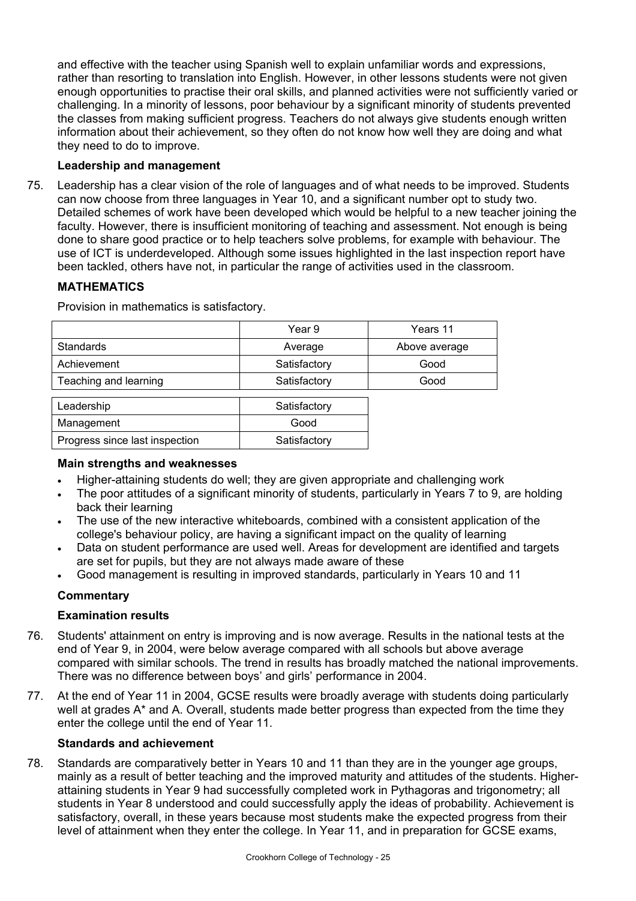and effective with the teacher using Spanish well to explain unfamiliar words and expressions, rather than resorting to translation into English. However, in other lessons students were not given enough opportunities to practise their oral skills, and planned activities were not sufficiently varied or challenging. In a minority of lessons, poor behaviour by a significant minority of students prevented the classes from making sufficient progress. Teachers do not always give students enough written information about their achievement, so they often do not know how well they are doing and what they need to do to improve.

**Leadership and management**

75. Leadership has a clear vision of the role of languages and of what needs to be improved. Students can now choose from three languages in Year 10, and a significant number opt to study two. Detailed schemes of work have been developed which would be helpful to a new teacher joining the faculty. However, there is insufficient monitoring of teaching and assessment. Not enough is being done to share good practice or to help teachers solve problems, for example with behaviour. The use of ICT is underdeveloped. Although some issues highlighted in the last inspection report have been tackled, others have not, in particular the range of activities used in the classroom.

## MATHEMATICS

Provision in mathematics is satisfactory.

| | Year 9 | Years 11 |
|---|---|---|
| Standards | Average | Above average |
| Achievement | Satisfactory | Good |
| Teaching and learning | Satisfactory | Good |

| | |
|---|---|
| Leadership | Satisfactory |
| Management | Good |
| Progress since last inspection | Satisfactory |

**Main strengths and weaknesses**

- Higher-attaining students do well; they are given appropriate and challenging work
- The poor attitudes of a significant minority of students, particularly in Years 7 to 9, are holding back their learning
- The use of the new interactive whiteboards, combined with a consistent application of the college's behaviour policy, are having a significant impact on the quality of learning
- Data on student performance are used well. Areas for development are identified and targets are set for pupils, but they are not always made aware of these
- Good management is resulting in improved standards, particularly in Years 10 and 11

**Commentary**

**Examination results**

76. Students' attainment on entry is improving and is now average. Results in the national tests at the end of Year 9, in 2004, were below average compared with all schools but above average compared with similar schools. The trend in results has broadly matched the national improvements. There was no difference between boys' and girls' performance in 2004.

77. At the end of Year 11 in 2004, GCSE results were broadly average with students doing particularly well at grades A* and A. Overall, students made better progress than expected from the time they enter the college until the end of Year 11.

**Standards and achievement**

78. Standards are comparatively better in Years 10 and 11 than they are in the younger age groups, mainly as a result of better teaching and the improved maturity and attitudes of the students. Higher-attaining students in Year 9 had successfully completed work in Pythagoras and trigonometry; all students in Year 8 understood and could successfully apply the ideas of probability. Achievement is satisfactory, overall, in these years because most students make the expected progress from their level of attainment when they enter the college. In Year 11, and in preparation for GCSE exams,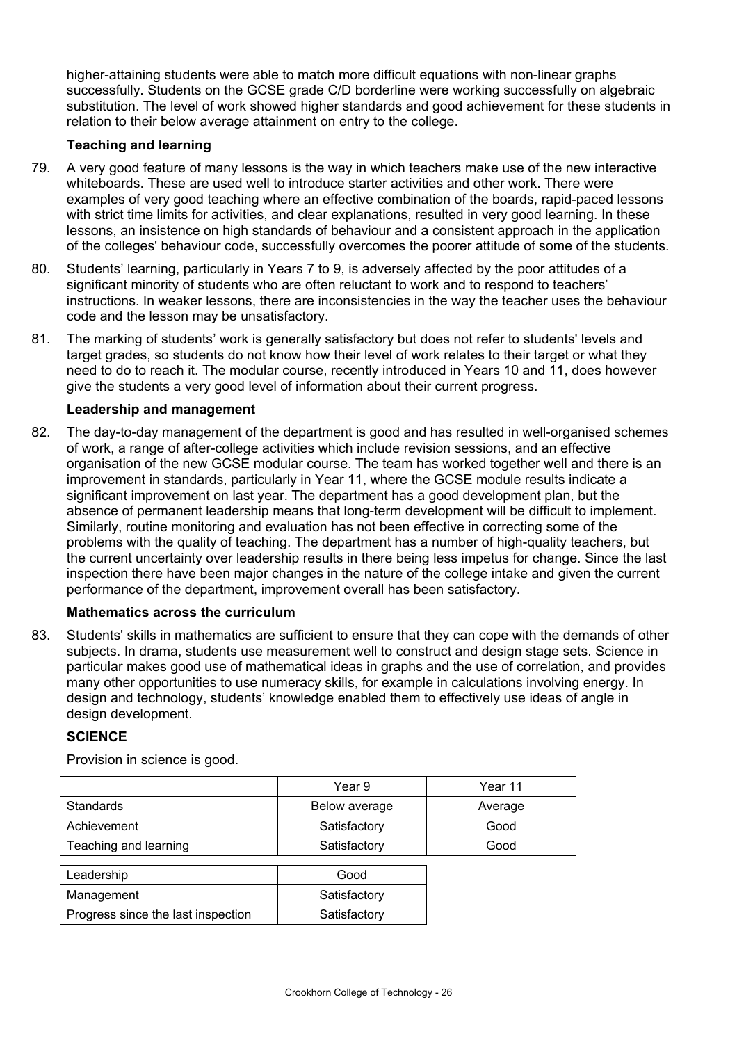higher-attaining students were able to match more difficult equations with non-linear graphs successfully. Students on the GCSE grade C/D borderline were working successfully on algebraic substitution. The level of work showed higher standards and good achievement for these students in relation to their below average attainment on entry to the college.

### Teaching and learning

79. A very good feature of many lessons is the way in which teachers make use of the new interactive whiteboards. These are used well to introduce starter activities and other work. There were examples of very good teaching where an effective combination of the boards, rapid-paced lessons with strict time limits for activities, and clear explanations, resulted in very good learning. In these lessons, an insistence on high standards of behaviour and a consistent approach in the application of the colleges' behaviour code, successfully overcomes the poorer attitude of some of the students.

80. Students' learning, particularly in Years 7 to 9, is adversely affected by the poor attitudes of a significant minority of students who are often reluctant to work and to respond to teachers' instructions. In weaker lessons, there are inconsistencies in the way the teacher uses the behaviour code and the lesson may be unsatisfactory.

81. The marking of students' work is generally satisfactory but does not refer to students' levels and target grades, so students do not know how their level of work relates to their target or what they need to do to reach it. The modular course, recently introduced in Years 10 and 11, does however give the students a very good level of information about their current progress.

### Leadership and management

82. The day-to-day management of the department is good and has resulted in well-organised schemes of work, a range of after-college activities which include revision sessions, and an effective organisation of the new GCSE modular course. The team has worked together well and there is an improvement in standards, particularly in Year 11, where the GCSE module results indicate a significant improvement on last year. The department has a good development plan, but the absence of permanent leadership means that long-term development will be difficult to implement. Similarly, routine monitoring and evaluation has not been effective in correcting some of the problems with the quality of teaching. The department has a number of high-quality teachers, but the current uncertainty over leadership results in there being less impetus for change. Since the last inspection there have been major changes in the nature of the college intake and given the current performance of the department, improvement overall has been satisfactory.

### Mathematics across the curriculum

83. Students' skills in mathematics are sufficient to ensure that they can cope with the demands of other subjects. In drama, students use measurement well to construct and design stage sets. Science in particular makes good use of mathematical ideas in graphs and the use of correlation, and provides many other opportunities to use numeracy skills, for example in calculations involving energy. In design and technology, students' knowledge enabled them to effectively use ideas of angle in design development.

## SCIENCE

Provision in science is good.

| | Year 9 | Year 11 |
|---|---|---|
| Standards | Below average | Average |
| Achievement | Satisfactory | Good |
| Teaching and learning | Satisfactory | Good |

| | |
|---|---|
| Leadership | Good |
| Management | Satisfactory |
| Progress since the last inspection | Satisfactory |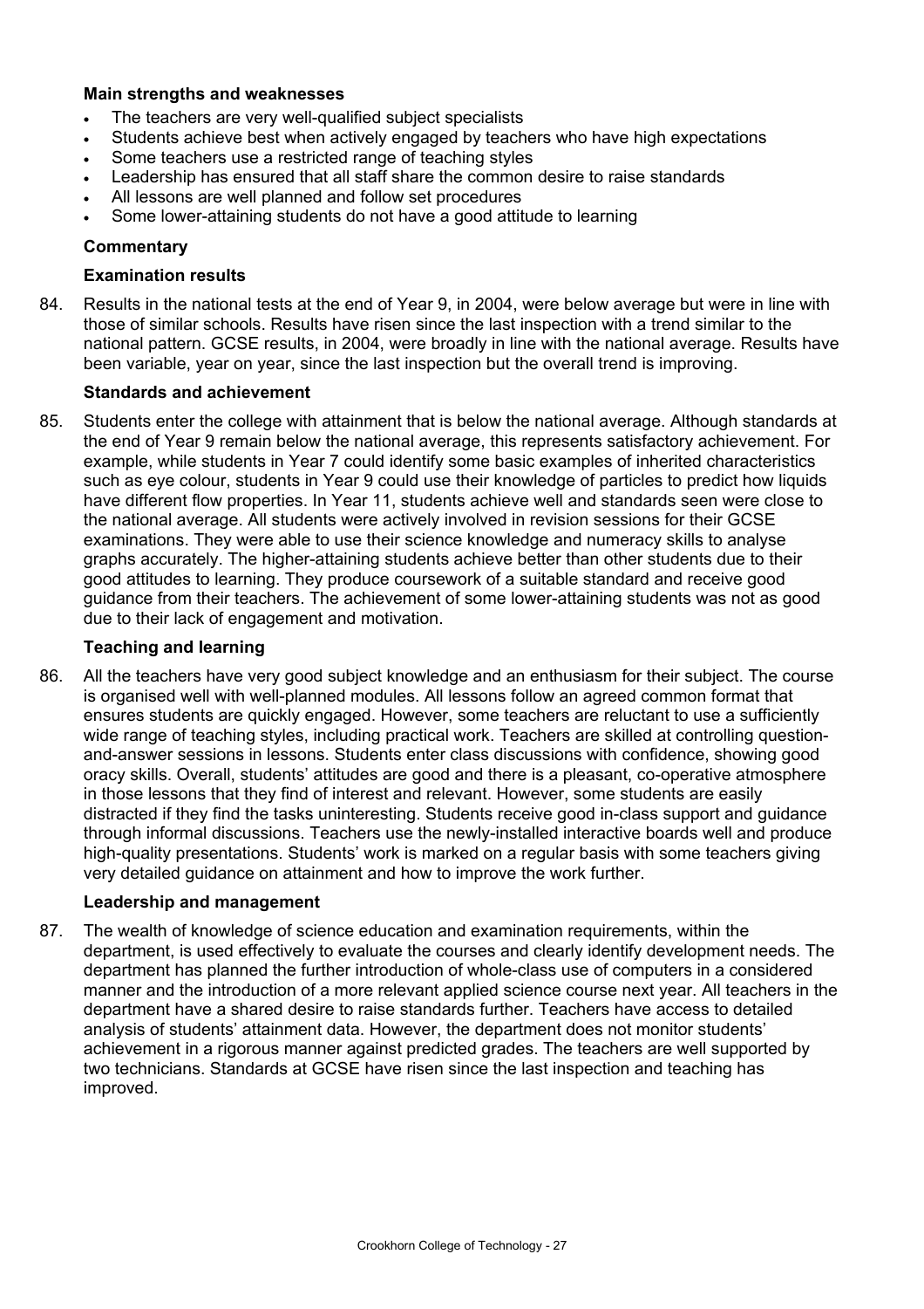**Main strengths and weaknesses**

- The teachers are very well-qualified subject specialists
- Students achieve best when actively engaged by teachers who have high expectations
- Some teachers use a restricted range of teaching styles
- Leadership has ensured that all staff share the common desire to raise standards
- All lessons are well planned and follow set procedures
- Some lower-attaining students do not have a good attitude to learning

**Commentary**

**Examination results**

84. Results in the national tests at the end of Year 9, in 2004, were below average but were in line with those of similar schools. Results have risen since the last inspection with a trend similar to the national pattern. GCSE results, in 2004, were broadly in line with the national average. Results have been variable, year on year, since the last inspection but the overall trend is improving.

**Standards and achievement**

85. Students enter the college with attainment that is below the national average. Although standards at the end of Year 9 remain below the national average, this represents satisfactory achievement. For example, while students in Year 7 could identify some basic examples of inherited characteristics such as eye colour, students in Year 9 could use their knowledge of particles to predict how liquids have different flow properties. In Year 11, students achieve well and standards seen were close to the national average. All students were actively involved in revision sessions for their GCSE examinations. They were able to use their science knowledge and numeracy skills to analyse graphs accurately. The higher-attaining students achieve better than other students due to their good attitudes to learning. They produce coursework of a suitable standard and receive good guidance from their teachers. The achievement of some lower-attaining students was not as good due to their lack of engagement and motivation.

**Teaching and learning**

86. All the teachers have very good subject knowledge and an enthusiasm for their subject. The course is organised well with well-planned modules. All lessons follow an agreed common format that ensures students are quickly engaged. However, some teachers are reluctant to use a sufficiently wide range of teaching styles, including practical work. Teachers are skilled at controlling question-and-answer sessions in lessons. Students enter class discussions with confidence, showing good oracy skills. Overall, students' attitudes are good and there is a pleasant, co-operative atmosphere in those lessons that they find of interest and relevant. However, some students are easily distracted if they find the tasks uninteresting. Students receive good in-class support and guidance through informal discussions. Teachers use the newly-installed interactive boards well and produce high-quality presentations. Students' work is marked on a regular basis with some teachers giving very detailed guidance on attainment and how to improve the work further.

**Leadership and management**

87. The wealth of knowledge of science education and examination requirements, within the department, is used effectively to evaluate the courses and clearly identify development needs. The department has planned the further introduction of whole-class use of computers in a considered manner and the introduction of a more relevant applied science course next year. All teachers in the department have a shared desire to raise standards further. Teachers have access to detailed analysis of students' attainment data. However, the department does not monitor students' achievement in a rigorous manner against predicted grades. The teachers are well supported by two technicians. Standards at GCSE have risen since the last inspection and teaching has improved.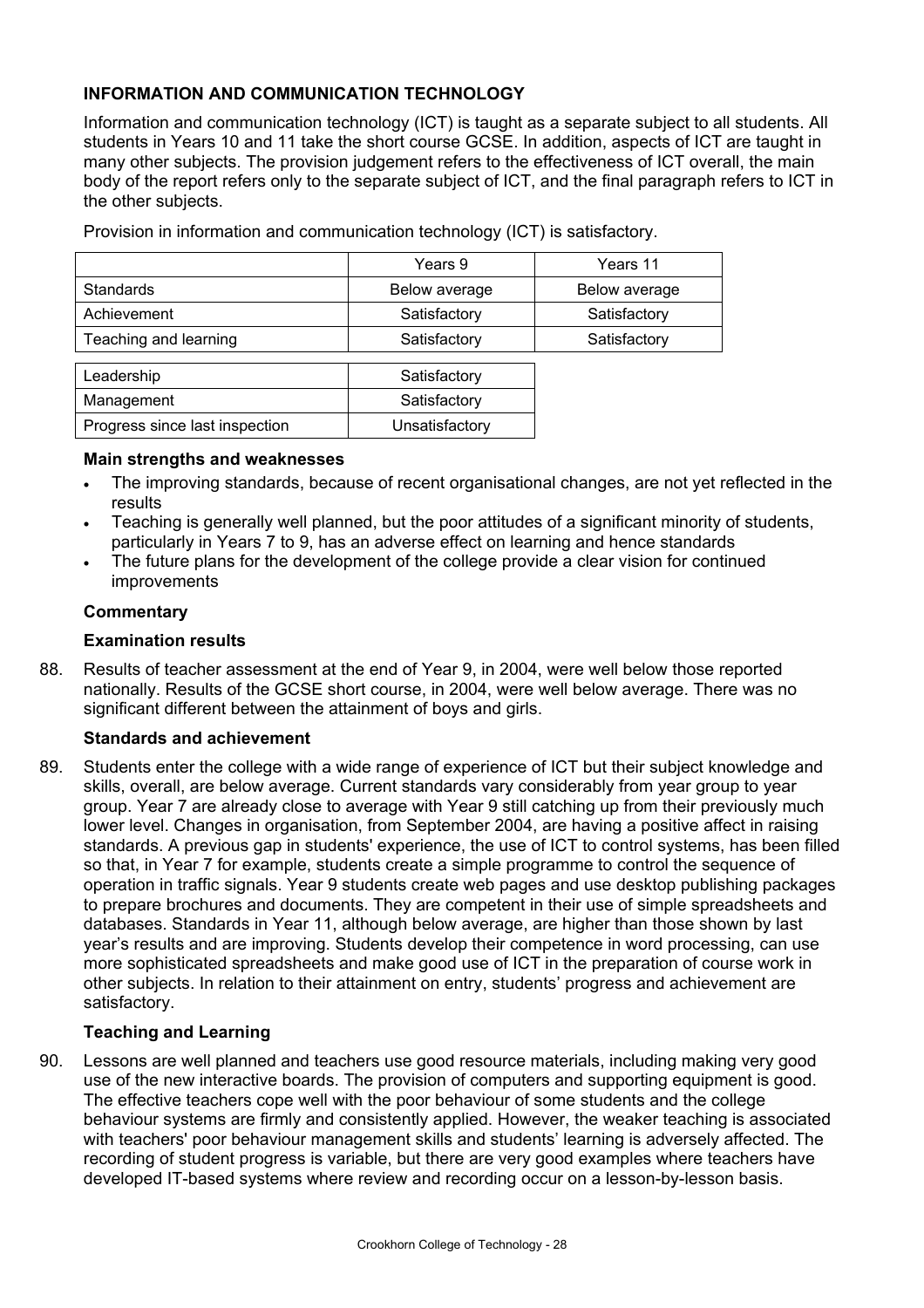**INFORMATION AND COMMUNICATION TECHNOLOGY**

Information and communication technology (ICT) is taught as a separate subject to all students. All students in Years 10 and 11 take the short course GCSE. In addition, aspects of ICT are taught in many other subjects. The provision judgement refers to the effectiveness of ICT overall, the main body of the report refers only to the separate subject of ICT, and the final paragraph refers to ICT in the other subjects.

Provision in information and communication technology (ICT) is satisfactory.

| | Years 9 | Years 11 |
|---|---|---|
| Standards | Below average | Below average |
| Achievement | Satisfactory | Satisfactory |
| Teaching and learning | Satisfactory | Satisfactory |

| | |
|---|---|
| Leadership | Satisfactory |
| Management | Satisfactory |
| Progress since last inspection | Unsatisfactory |

**Main strengths and weaknesses**

- The improving standards, because of recent organisational changes, are not yet reflected in the results
- Teaching is generally well planned, but the poor attitudes of a significant minority of students, particularly in Years 7 to 9, has an adverse effect on learning and hence standards
- The future plans for the development of the college provide a clear vision for continued improvements

**Commentary**

**Examination results**

88. Results of teacher assessment at the end of Year 9, in 2004, were well below those reported nationally. Results of the GCSE short course, in 2004, were well below average. There was no significant different between the attainment of boys and girls.

**Standards and achievement**

89. Students enter the college with a wide range of experience of ICT but their subject knowledge and skills, overall, are below average. Current standards vary considerably from year group to year group. Year 7 are already close to average with Year 9 still catching up from their previously much lower level. Changes in organisation, from September 2004, are having a positive affect in raising standards. A previous gap in students' experience, the use of ICT to control systems, has been filled so that, in Year 7 for example, students create a simple programme to control the sequence of operation in traffic signals. Year 9 students create web pages and use desktop publishing packages to prepare brochures and documents. They are competent in their use of simple spreadsheets and databases. Standards in Year 11, although below average, are higher than those shown by last year's results and are improving. Students develop their competence in word processing, can use more sophisticated spreadsheets and make good use of ICT in the preparation of course work in other subjects. In relation to their attainment on entry, students' progress and achievement are satisfactory.

**Teaching and Learning**

90. Lessons are well planned and teachers use good resource materials, including making very good use of the new interactive boards. The provision of computers and supporting equipment is good. The effective teachers cope well with the poor behaviour of some students and the college behaviour systems are firmly and consistently applied. However, the weaker teaching is associated with teachers' poor behaviour management skills and students' learning is adversely affected. The recording of student progress is variable, but there are very good examples where teachers have developed IT-based systems where review and recording occur on a lesson-by-lesson basis.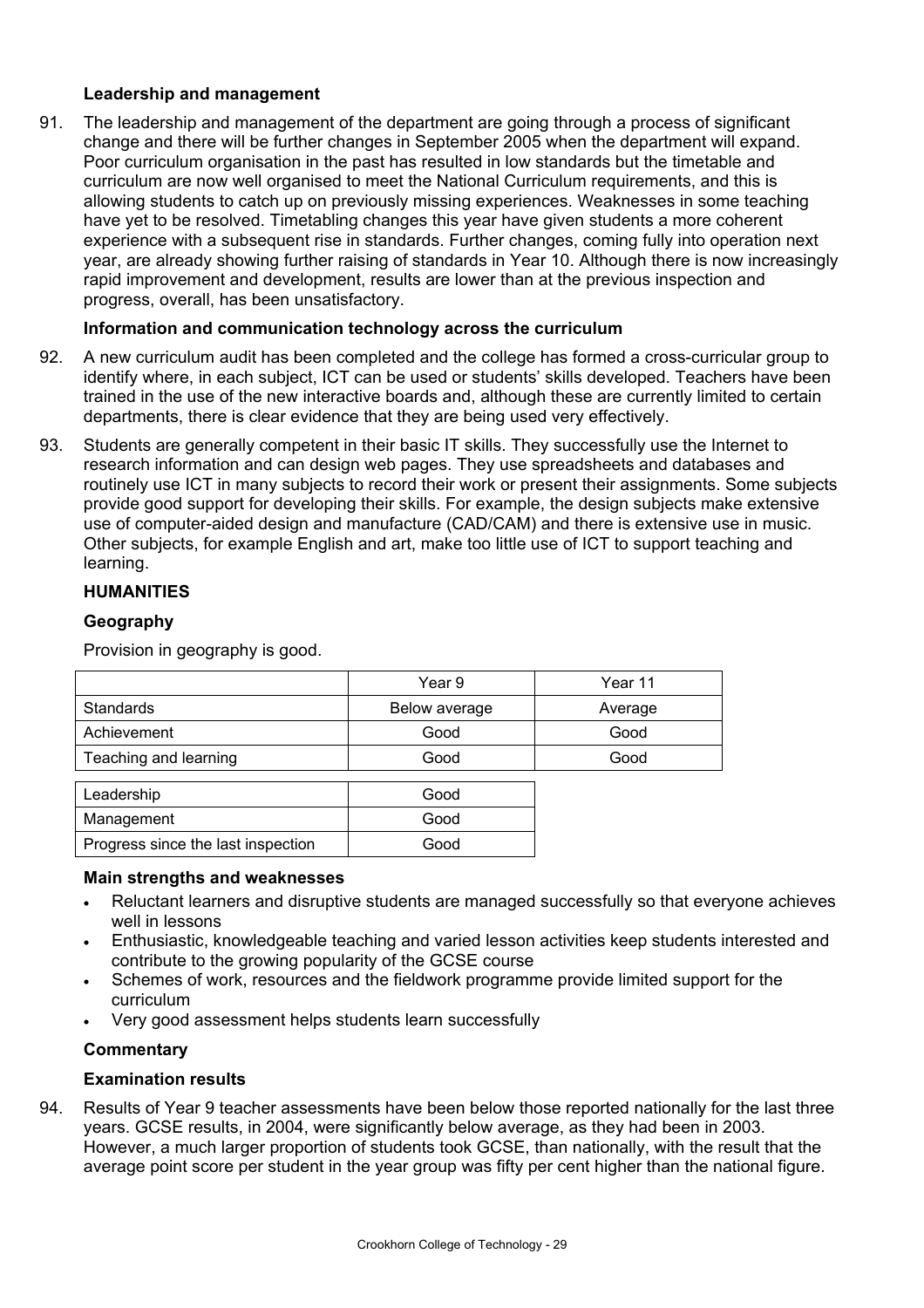### Leadership and management

91. The leadership and management of the department are going through a process of significant change and there will be further changes in September 2005 when the department will expand. Poor curriculum organisation in the past has resulted in low standards but the timetable and curriculum are now well organised to meet the National Curriculum requirements, and this is allowing students to catch up on previously missing experiences. Weaknesses in some teaching have yet to be resolved. Timetabling changes this year have given students a more coherent experience with a subsequent rise in standards. Further changes, coming fully into operation next year, are already showing further raising of standards in Year 10. Although there is now increasingly rapid improvement and development, results are lower than at the previous inspection and progress, overall, has been unsatisfactory.

### Information and communication technology across the curriculum

92. A new curriculum audit has been completed and the college has formed a cross-curricular group to identify where, in each subject, ICT can be used or students' skills developed. Teachers have been trained in the use of the new interactive boards and, although these are currently limited to certain departments, there is clear evidence that they are being used very effectively.

93. Students are generally competent in their basic IT skills. They successfully use the Internet to research information and can design web pages. They use spreadsheets and databases and routinely use ICT in many subjects to record their work or present their assignments. Some subjects provide good support for developing their skills. For example, the design subjects make extensive use of computer-aided design and manufacture (CAD/CAM) and there is extensive use in music. Other subjects, for example English and art, make too little use of ICT to support teaching and learning.

## HUMANITIES

### Geography

Provision in geography is good.

| | Year 9 | Year 11 |
|---|---|---|
| Standards | Below average | Average |
| Achievement | Good | Good |
| Teaching and learning | Good | Good |

| | |
|---|---|
| Leadership | Good |
| Management | Good |
| Progress since the last inspection | Good |

### Main strengths and weaknesses

- Reluctant learners and disruptive students are managed successfully so that everyone achieves well in lessons
- Enthusiastic, knowledgeable teaching and varied lesson activities keep students interested and contribute to the growing popularity of the GCSE course
- Schemes of work, resources and the fieldwork programme provide limited support for the curriculum
- Very good assessment helps students learn successfully

### Commentary

### Examination results

94. Results of Year 9 teacher assessments have been below those reported nationally for the last three years. GCSE results, in 2004, were significantly below average, as they had been in 2003. However, a much larger proportion of students took GCSE, than nationally, with the result that the average point score per student in the year group was fifty per cent higher than the national figure.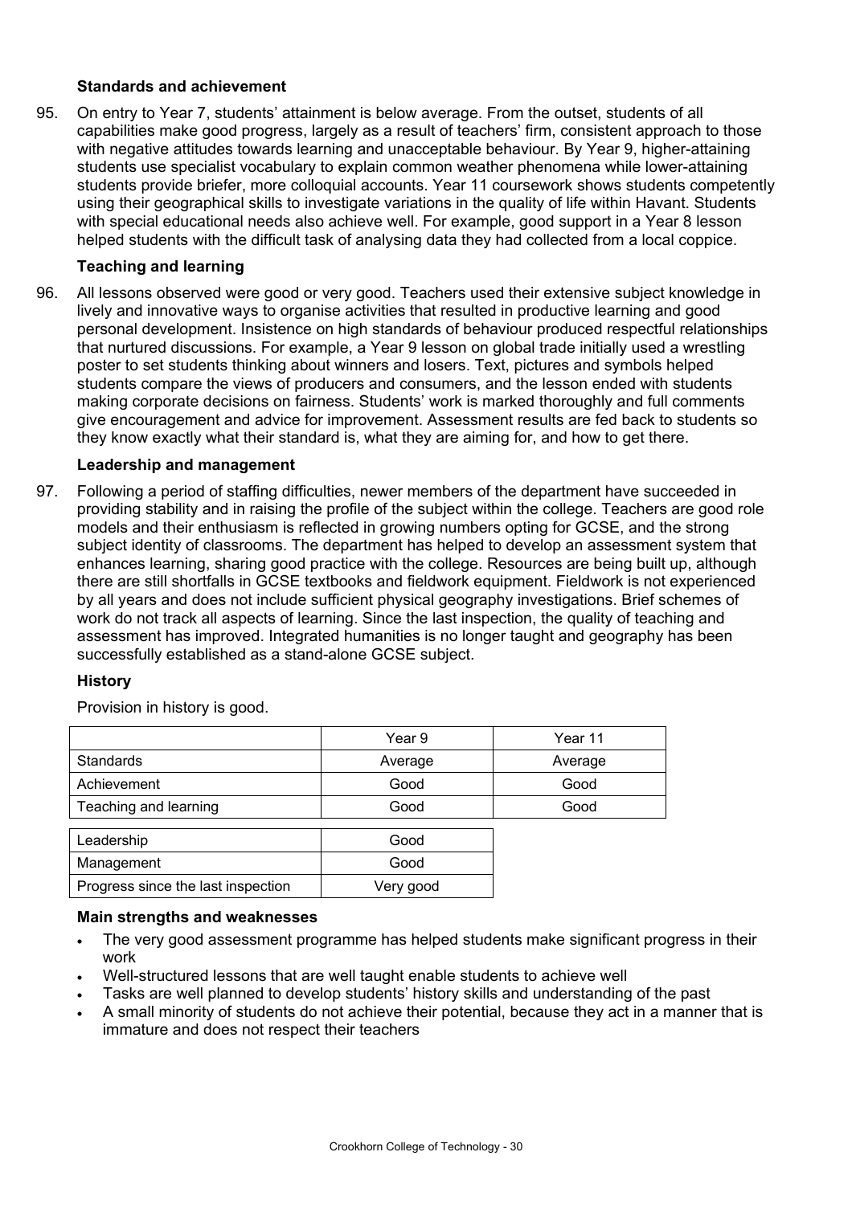### Standards and achievement

95. On entry to Year 7, students' attainment is below average. From the outset, students of all capabilities make good progress, largely as a result of teachers' firm, consistent approach to those with negative attitudes towards learning and unacceptable behaviour. By Year 9, higher-attaining students use specialist vocabulary to explain common weather phenomena while lower-attaining students provide briefer, more colloquial accounts. Year 11 coursework shows students competently using their geographical skills to investigate variations in the quality of life within Havant. Students with special educational needs also achieve well. For example, good support in a Year 8 lesson helped students with the difficult task of analysing data they had collected from a local coppice.

### Teaching and learning

96. All lessons observed were good or very good. Teachers used their extensive subject knowledge in lively and innovative ways to organise activities that resulted in productive learning and good personal development. Insistence on high standards of behaviour produced respectful relationships that nurtured discussions. For example, a Year 9 lesson on global trade initially used a wrestling poster to set students thinking about winners and losers. Text, pictures and symbols helped students compare the views of producers and consumers, and the lesson ended with students making corporate decisions on fairness. Students' work is marked thoroughly and full comments give encouragement and advice for improvement. Assessment results are fed back to students so they know exactly what their standard is, what they are aiming for, and how to get there.

### Leadership and management

97. Following a period of staffing difficulties, newer members of the department have succeeded in providing stability and in raising the profile of the subject within the college. Teachers are good role models and their enthusiasm is reflected in growing numbers opting for GCSE, and the strong subject identity of classrooms. The department has helped to develop an assessment system that enhances learning, sharing good practice with the college. Resources are being built up, although there are still shortfalls in GCSE textbooks and fieldwork equipment. Fieldwork is not experienced by all years and does not include sufficient physical geography investigations. Brief schemes of work do not track all aspects of learning. Since the last inspection, the quality of teaching and assessment has improved. Integrated humanities is no longer taught and geography has been successfully established as a stand-alone GCSE subject.

## History

Provision in history is good.

| | Year 9 | Year 11 |
|---|---|---|
| Standards | Average | Average |
| Achievement | Good | Good |
| Teaching and learning | Good | Good |

| | |
|---|---|
| Leadership | Good |
| Management | Good |
| Progress since the last inspection | Very good |

### Main strengths and weaknesses

- The very good assessment programme has helped students make significant progress in their work
- Well-structured lessons that are well taught enable students to achieve well
- Tasks are well planned to develop students' history skills and understanding of the past
- A small minority of students do not achieve their potential, because they act in a manner that is immature and does not respect their teachers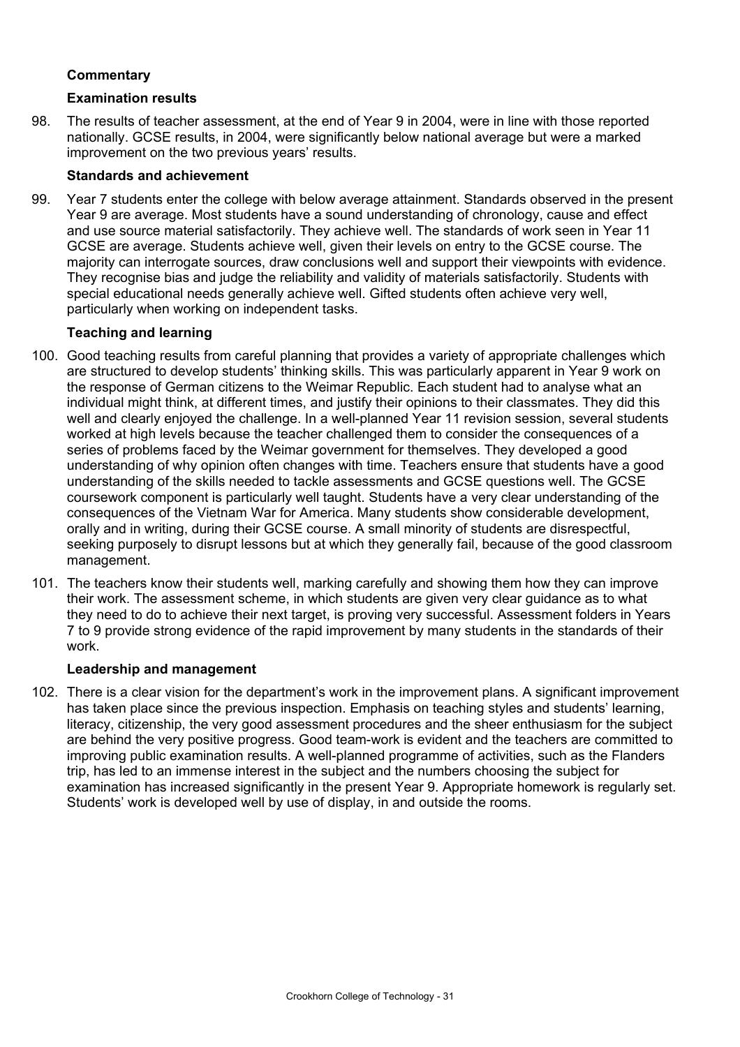**Commentary**

**Examination results**

98. The results of teacher assessment, at the end of Year 9 in 2004, were in line with those reported nationally. GCSE results, in 2004, were significantly below national average but were a marked improvement on the two previous years' results.

**Standards and achievement**

99. Year 7 students enter the college with below average attainment. Standards observed in the present Year 9 are average. Most students have a sound understanding of chronology, cause and effect and use source material satisfactorily. They achieve well. The standards of work seen in Year 11 GCSE are average. Students achieve well, given their levels on entry to the GCSE course. The majority can interrogate sources, draw conclusions well and support their viewpoints with evidence. They recognise bias and judge the reliability and validity of materials satisfactorily. Students with special educational needs generally achieve well. Gifted students often achieve very well, particularly when working on independent tasks.

**Teaching and learning**

100. Good teaching results from careful planning that provides a variety of appropriate challenges which are structured to develop students' thinking skills. This was particularly apparent in Year 9 work on the response of German citizens to the Weimar Republic. Each student had to analyse what an individual might think, at different times, and justify their opinions to their classmates. They did this well and clearly enjoyed the challenge. In a well-planned Year 11 revision session, several students worked at high levels because the teacher challenged them to consider the consequences of a series of problems faced by the Weimar government for themselves. They developed a good understanding of why opinion often changes with time. Teachers ensure that students have a good understanding of the skills needed to tackle assessments and GCSE questions well. The GCSE coursework component is particularly well taught. Students have a very clear understanding of the consequences of the Vietnam War for America. Many students show considerable development, orally and in writing, during their GCSE course. A small minority of students are disrespectful, seeking purposely to disrupt lessons but at which they generally fail, because of the good classroom management.

101. The teachers know their students well, marking carefully and showing them how they can improve their work. The assessment scheme, in which students are given very clear guidance as to what they need to do to achieve their next target, is proving very successful. Assessment folders in Years 7 to 9 provide strong evidence of the rapid improvement by many students in the standards of their work.

**Leadership and management**

102. There is a clear vision for the department's work in the improvement plans. A significant improvement has taken place since the previous inspection. Emphasis on teaching styles and students' learning, literacy, citizenship, the very good assessment procedures and the sheer enthusiasm for the subject are behind the very positive progress. Good team-work is evident and the teachers are committed to improving public examination results. A well-planned programme of activities, such as the Flanders trip, has led to an immense interest in the subject and the numbers choosing the subject for examination has increased significantly in the present Year 9. Appropriate homework is regularly set. Students' work is developed well by use of display, in and outside the rooms.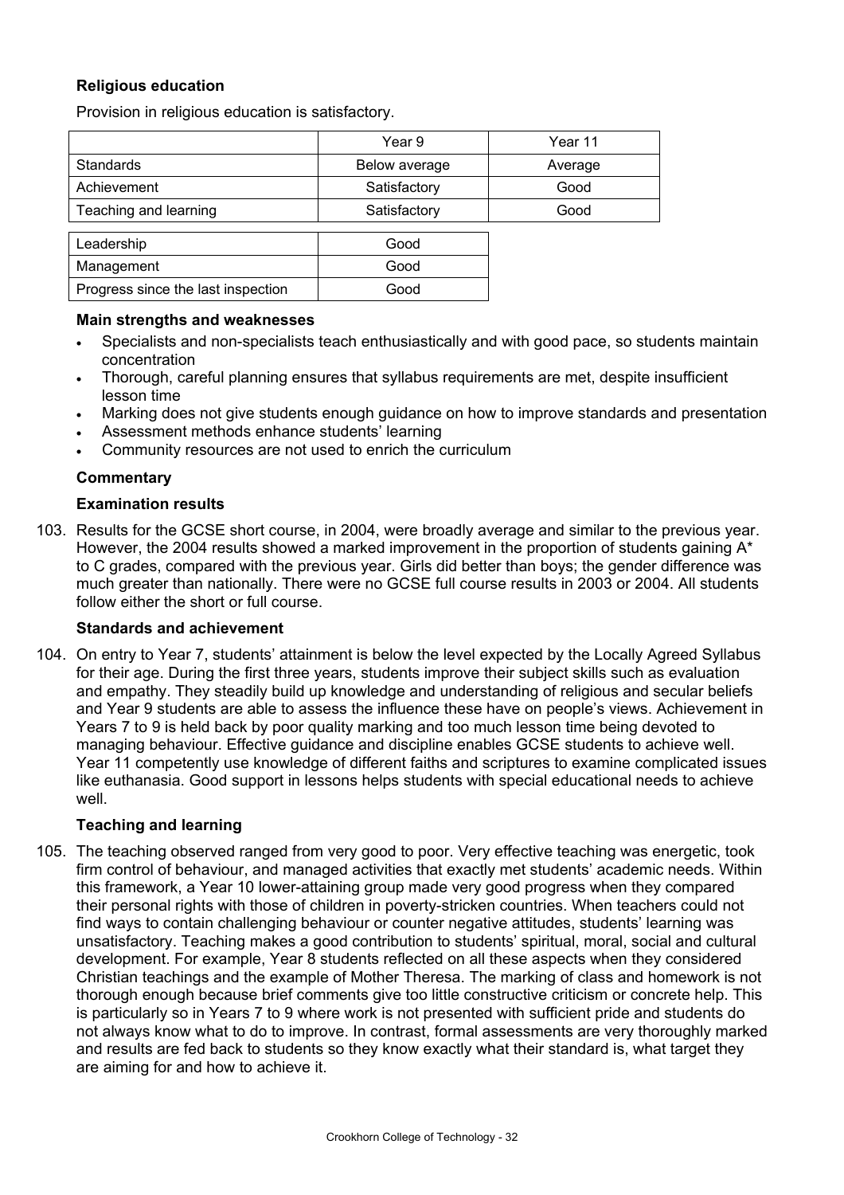### Religious education

Provision in religious education is satisfactory.

| | Year 9 | Year 11 |
|---|---|---|
| Standards | Below average | Average |
| Achievement | Satisfactory | Good |
| Teaching and learning | Satisfactory | Good |

| | |
|---|---|
| Leadership | Good |
| Management | Good |
| Progress since the last inspection | Good |

#### Main strengths and weaknesses

- Specialists and non-specialists teach enthusiastically and with good pace, so students maintain concentration
- Thorough, careful planning ensures that syllabus requirements are met, despite insufficient lesson time
- Marking does not give students enough guidance on how to improve standards and presentation
- Assessment methods enhance students' learning
- Community resources are not used to enrich the curriculum

#### Commentary

#### Examination results

103. Results for the GCSE short course, in 2004, were broadly average and similar to the previous year. However, the 2004 results showed a marked improvement in the proportion of students gaining A* to C grades, compared with the previous year. Girls did better than boys; the gender difference was much greater than nationally. There were no GCSE full course results in 2003 or 2004. All students follow either the short or full course.

#### Standards and achievement

104. On entry to Year 7, students' attainment is below the level expected by the Locally Agreed Syllabus for their age. During the first three years, students improve their subject skills such as evaluation and empathy. They steadily build up knowledge and understanding of religious and secular beliefs and Year 9 students are able to assess the influence these have on people's views. Achievement in Years 7 to 9 is held back by poor quality marking and too much lesson time being devoted to managing behaviour. Effective guidance and discipline enables GCSE students to achieve well. Year 11 competently use knowledge of different faiths and scriptures to examine complicated issues like euthanasia. Good support in lessons helps students with special educational needs to achieve well.

#### Teaching and learning

105. The teaching observed ranged from very good to poor. Very effective teaching was energetic, took firm control of behaviour, and managed activities that exactly met students' academic needs. Within this framework, a Year 10 lower-attaining group made very good progress when they compared their personal rights with those of children in poverty-stricken countries. When teachers could not find ways to contain challenging behaviour or counter negative attitudes, students' learning was unsatisfactory. Teaching makes a good contribution to students' spiritual, moral, social and cultural development. For example, Year 8 students reflected on all these aspects when they considered Christian teachings and the example of Mother Theresa. The marking of class and homework is not thorough enough because brief comments give too little constructive criticism or concrete help. This is particularly so in Years 7 to 9 where work is not presented with sufficient pride and students do not always know what to do to improve. In contrast, formal assessments are very thoroughly marked and results are fed back to students so they know exactly what their standard is, what target they are aiming for and how to achieve it.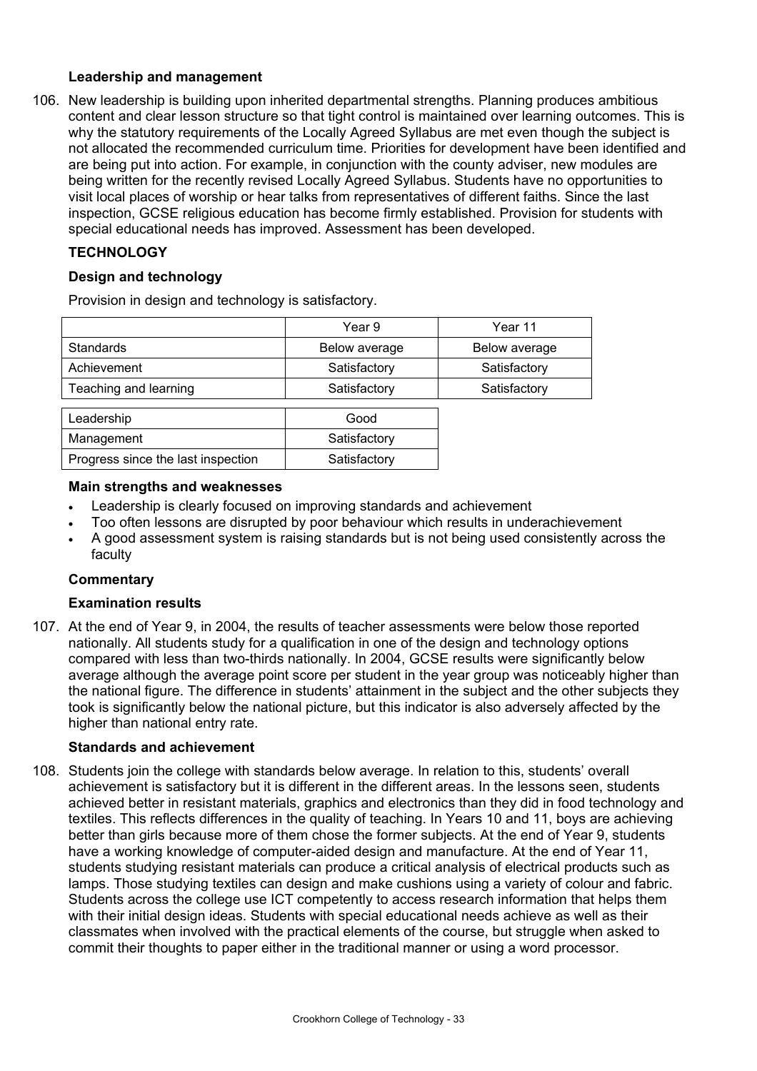**Leadership and management**

106. New leadership is building upon inherited departmental strengths. Planning produces ambitious content and clear lesson structure so that tight control is maintained over learning outcomes. This is why the statutory requirements of the Locally Agreed Syllabus are met even though the subject is not allocated the recommended curriculum time. Priorities for development have been identified and are being put into action. For example, in conjunction with the county adviser, new modules are being written for the recently revised Locally Agreed Syllabus. Students have no opportunities to visit local places of worship or hear talks from representatives of different faiths. Since the last inspection, GCSE religious education has become firmly established. Provision for students with special educational needs has improved. Assessment has been developed.

## TECHNOLOGY

### Design and technology

Provision in design and technology is satisfactory.

| | Year 9 | Year 11 |
|---|---|---|
| Standards | Below average | Below average |
| Achievement | Satisfactory | Satisfactory |
| Teaching and learning | Satisfactory | Satisfactory |

| | |
|---|---|
| Leadership | Good |
| Management | Satisfactory |
| Progress since the last inspection | Satisfactory |

**Main strengths and weaknesses**

- Leadership is clearly focused on improving standards and achievement
- Too often lessons are disrupted by poor behaviour which results in underachievement
- A good assessment system is raising standards but is not being used consistently across the faculty

**Commentary**

**Examination results**

107. At the end of Year 9, in 2004, the results of teacher assessments were below those reported nationally. All students study for a qualification in one of the design and technology options compared with less than two-thirds nationally. In 2004, GCSE results were significantly below average although the average point score per student in the year group was noticeably higher than the national figure. The difference in students' attainment in the subject and the other subjects they took is significantly below the national picture, but this indicator is also adversely affected by the higher than national entry rate.

**Standards and achievement**

108. Students join the college with standards below average. In relation to this, students' overall achievement is satisfactory but it is different in the different areas. In the lessons seen, students achieved better in resistant materials, graphics and electronics than they did in food technology and textiles. This reflects differences in the quality of teaching. In Years 10 and 11, boys are achieving better than girls because more of them chose the former subjects. At the end of Year 9, students have a working knowledge of computer-aided design and manufacture. At the end of Year 11, students studying resistant materials can produce a critical analysis of electrical products such as lamps. Those studying textiles can design and make cushions using a variety of colour and fabric. Students across the college use ICT competently to access research information that helps them with their initial design ideas. Students with special educational needs achieve as well as their classmates when involved with the practical elements of the course, but struggle when asked to commit their thoughts to paper either in the traditional manner or using a word processor.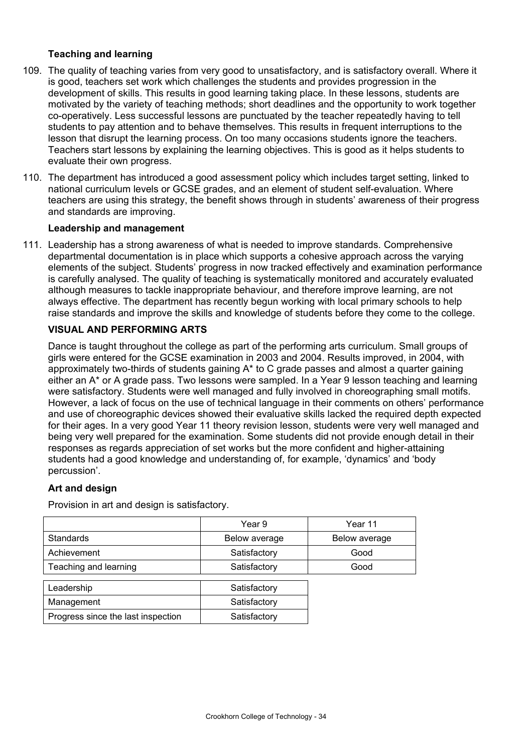**Teaching and learning**

109. The quality of teaching varies from very good to unsatisfactory, and is satisfactory overall. Where it is good, teachers set work which challenges the students and provides progression in the development of skills. This results in good learning taking place. In these lessons, students are motivated by the variety of teaching methods; short deadlines and the opportunity to work together co-operatively. Less successful lessons are punctuated by the teacher repeatedly having to tell students to pay attention and to behave themselves. This results in frequent interruptions to the lesson that disrupt the learning process. On too many occasions students ignore the teachers. Teachers start lessons by explaining the learning objectives. This is good as it helps students to evaluate their own progress.

110. The department has introduced a good assessment policy which includes target setting, linked to national curriculum levels or GCSE grades, and an element of student self-evaluation. Where teachers are using this strategy, the benefit shows through in students' awareness of their progress and standards are improving.

**Leadership and management**

111. Leadership has a strong awareness of what is needed to improve standards. Comprehensive departmental documentation is in place which supports a cohesive approach across the varying elements of the subject. Students' progress in now tracked effectively and examination performance is carefully analysed. The quality of teaching is systematically monitored and accurately evaluated although measures to tackle inappropriate behaviour, and therefore improve learning, are not always effective. The department has recently begun working with local primary schools to help raise standards and improve the skills and knowledge of students before they come to the college.

**VISUAL AND PERFORMING ARTS**

Dance is taught throughout the college as part of the performing arts curriculum. Small groups of girls were entered for the GCSE examination in 2003 and 2004. Results improved, in 2004, with approximately two-thirds of students gaining A* to C grade passes and almost a quarter gaining either an A* or A grade pass. Two lessons were sampled. In a Year 9 lesson teaching and learning were satisfactory. Students were well managed and fully involved in choreographing small motifs. However, a lack of focus on the use of technical language in their comments on others' performance and use of choreographic devices showed their evaluative skills lacked the required depth expected for their ages. In a very good Year 11 theory revision lesson, students were very well managed and being very well prepared for the examination. Some students did not provide enough detail in their responses as regards appreciation of set works but the more confident and higher-attaining students had a good knowledge and understanding of, for example, 'dynamics' and 'body percussion'.

**Art and design**

Provision in art and design is satisfactory.

| | Year 9 | Year 11 |
|---|---|---|
| Standards | Below average | Below average |
| Achievement | Satisfactory | Good |
| Teaching and learning | Satisfactory | Good |

| | |
|---|---|
| Leadership | Satisfactory |
| Management | Satisfactory |
| Progress since the last inspection | Satisfactory |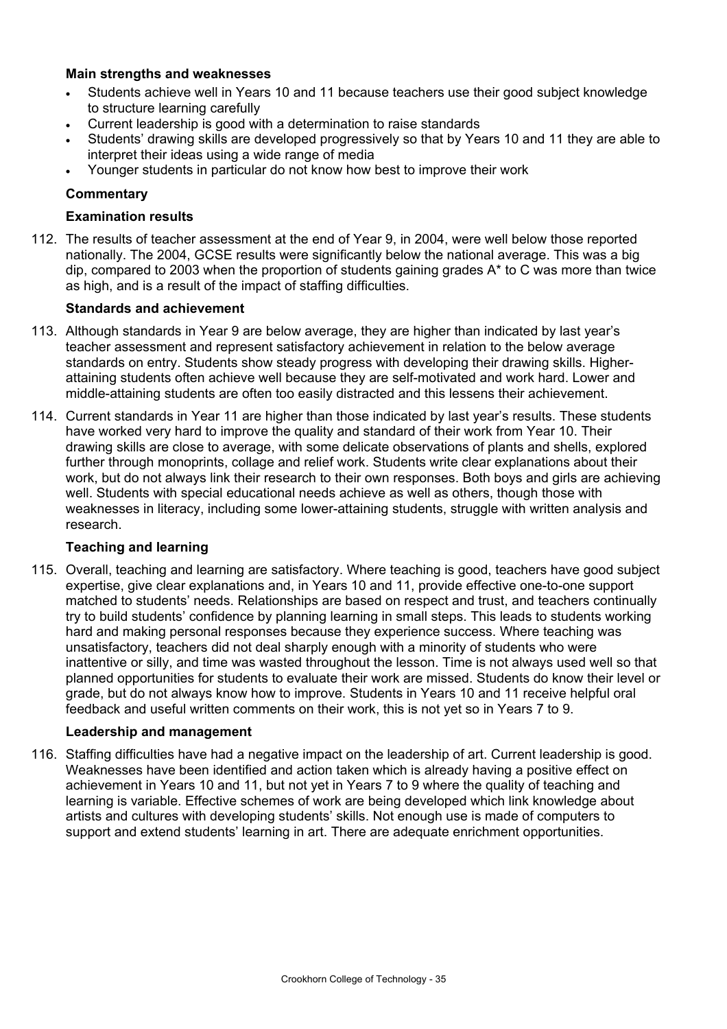**Main strengths and weaknesses**

- Students achieve well in Years 10 and 11 because teachers use their good subject knowledge to structure learning carefully
- Current leadership is good with a determination to raise standards
- Students' drawing skills are developed progressively so that by Years 10 and 11 they are able to interpret their ideas using a wide range of media
- Younger students in particular do not know how best to improve their work

**Commentary**

**Examination results**

112. The results of teacher assessment at the end of Year 9, in 2004, were well below those reported nationally. The 2004, GCSE results were significantly below the national average. This was a big dip, compared to 2003 when the proportion of students gaining grades A* to C was more than twice as high, and is a result of the impact of staffing difficulties.

**Standards and achievement**

113. Although standards in Year 9 are below average, they are higher than indicated by last year's teacher assessment and represent satisfactory achievement in relation to the below average standards on entry. Students show steady progress with developing their drawing skills. Higher-attaining students often achieve well because they are self-motivated and work hard. Lower and middle-attaining students are often too easily distracted and this lessens their achievement.

114. Current standards in Year 11 are higher than those indicated by last year's results. These students have worked very hard to improve the quality and standard of their work from Year 10. Their drawing skills are close to average, with some delicate observations of plants and shells, explored further through monoprints, collage and relief work. Students write clear explanations about their work, but do not always link their research to their own responses. Both boys and girls are achieving well. Students with special educational needs achieve as well as others, though those with weaknesses in literacy, including some lower-attaining students, struggle with written analysis and research.

**Teaching and learning**

115. Overall, teaching and learning are satisfactory. Where teaching is good, teachers have good subject expertise, give clear explanations and, in Years 10 and 11, provide effective one-to-one support matched to students' needs. Relationships are based on respect and trust, and teachers continually try to build students' confidence by planning learning in small steps. This leads to students working hard and making personal responses because they experience success. Where teaching was unsatisfactory, teachers did not deal sharply enough with a minority of students who were inattentive or silly, and time was wasted throughout the lesson. Time is not always used well so that planned opportunities for students to evaluate their work are missed. Students do know their level or grade, but do not always know how to improve. Students in Years 10 and 11 receive helpful oral feedback and useful written comments on their work, this is not yet so in Years 7 to 9.

**Leadership and management**

116. Staffing difficulties have had a negative impact on the leadership of art. Current leadership is good. Weaknesses have been identified and action taken which is already having a positive effect on achievement in Years 10 and 11, but not yet in Years 7 to 9 where the quality of teaching and learning is variable. Effective schemes of work are being developed which link knowledge about artists and cultures with developing students' skills. Not enough use is made of computers to support and extend students' learning in art. There are adequate enrichment opportunities.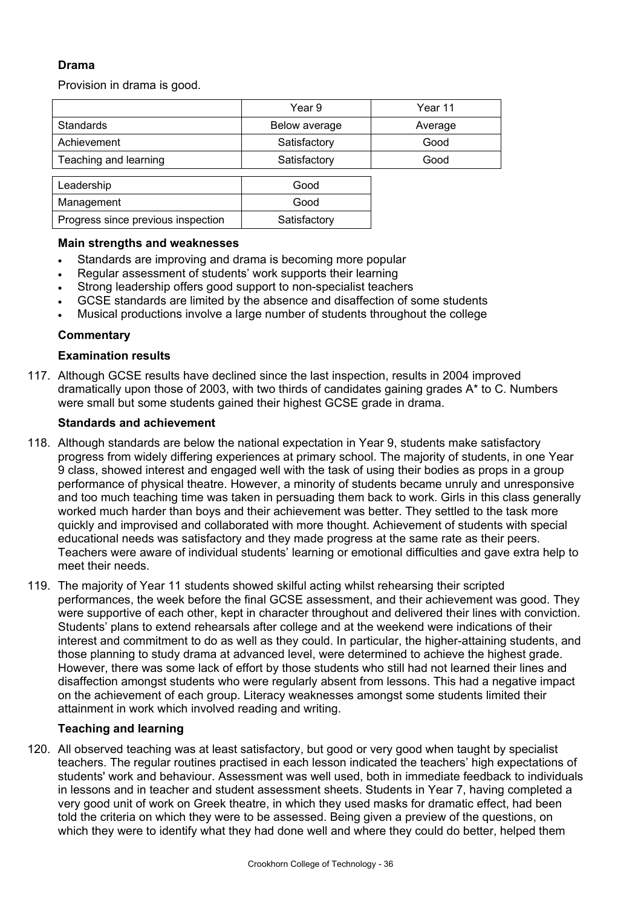**Drama**

Provision in drama is good.

| | Year 9 | Year 11 |
|---|---|---|
| Standards | Below average | Average |
| Achievement | Satisfactory | Good |
| Teaching and learning | Satisfactory | Good |

| | |
|---|---|
| Leadership | Good |
| Management | Good |
| Progress since previous inspection | Satisfactory |

**Main strengths and weaknesses**

- Standards are improving and drama is becoming more popular
- Regular assessment of students' work supports their learning
- Strong leadership offers good support to non-specialist teachers
- GCSE standards are limited by the absence and disaffection of some students
- Musical productions involve a large number of students throughout the college

**Commentary**

**Examination results**

117. Although GCSE results have declined since the last inspection, results in 2004 improved dramatically upon those of 2003, with two thirds of candidates gaining grades A* to C. Numbers were small but some students gained their highest GCSE grade in drama.

**Standards and achievement**

118. Although standards are below the national expectation in Year 9, students make satisfactory progress from widely differing experiences at primary school. The majority of students, in one Year 9 class, showed interest and engaged well with the task of using their bodies as props in a group performance of physical theatre. However, a minority of students became unruly and unresponsive and too much teaching time was taken in persuading them back to work. Girls in this class generally worked much harder than boys and their achievement was better. They settled to the task more quickly and improvised and collaborated with more thought. Achievement of students with special educational needs was satisfactory and they made progress at the same rate as their peers. Teachers were aware of individual students' learning or emotional difficulties and gave extra help to meet their needs.

119. The majority of Year 11 students showed skilful acting whilst rehearsing their scripted performances, the week before the final GCSE assessment, and their achievement was good. They were supportive of each other, kept in character throughout and delivered their lines with conviction. Students' plans to extend rehearsals after college and at the weekend were indications of their interest and commitment to do as well as they could. In particular, the higher-attaining students, and those planning to study drama at advanced level, were determined to achieve the highest grade. However, there was some lack of effort by those students who still had not learned their lines and disaffection amongst students who were regularly absent from lessons. This had a negative impact on the achievement of each group. Literacy weaknesses amongst some students limited their attainment in work which involved reading and writing.

**Teaching and learning**

120. All observed teaching was at least satisfactory, but good or very good when taught by specialist teachers. The regular routines practised in each lesson indicated the teachers' high expectations of students' work and behaviour. Assessment was well used, both in immediate feedback to individuals in lessons and in teacher and student assessment sheets. Students in Year 7, having completed a very good unit of work on Greek theatre, in which they used masks for dramatic effect, had been told the criteria on which they were to be assessed. Being given a preview of the questions, on which they were to identify what they had done well and where they could do better, helped them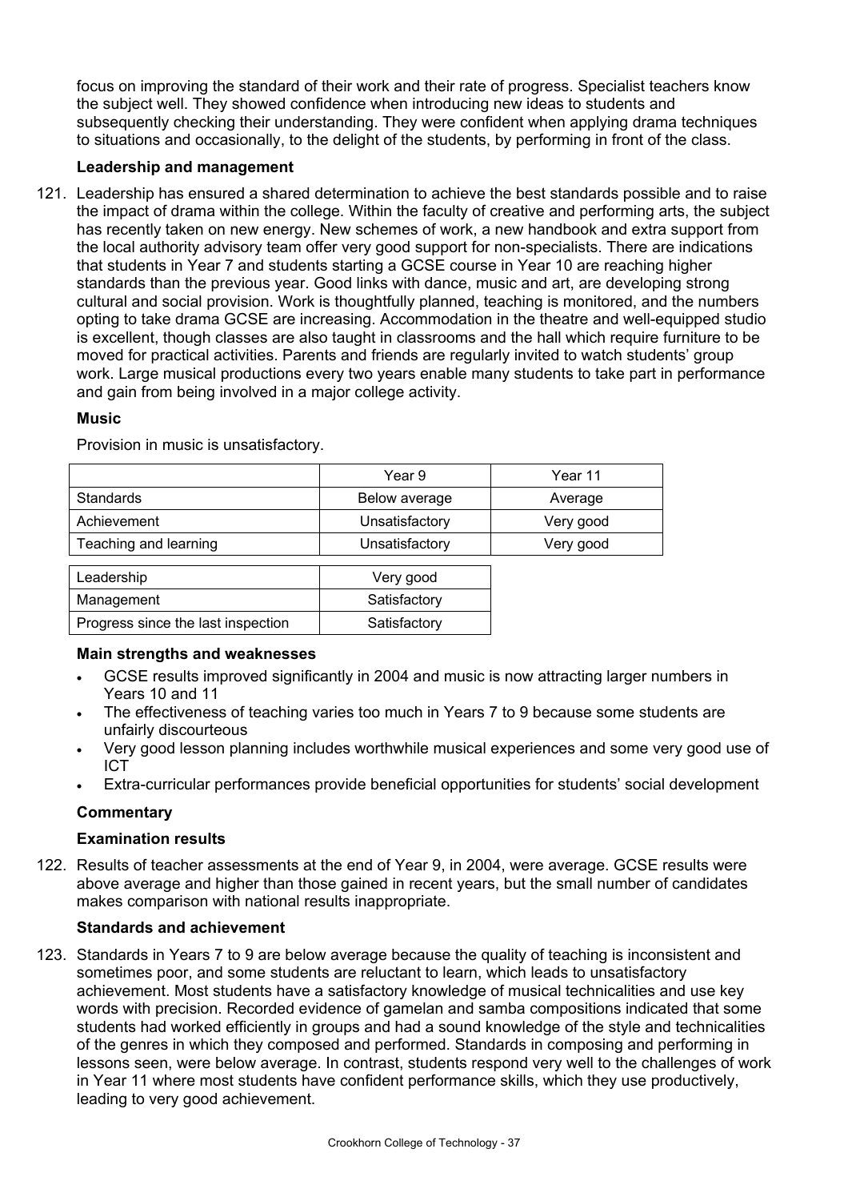focus on improving the standard of their work and their rate of progress. Specialist teachers know the subject well. They showed confidence when introducing new ideas to students and subsequently checking their understanding. They were confident when applying drama techniques to situations and occasionally, to the delight of the students, by performing in front of the class.

**Leadership and management**

121. Leadership has ensured a shared determination to achieve the best standards possible and to raise the impact of drama within the college. Within the faculty of creative and performing arts, the subject has recently taken on new energy. New schemes of work, a new handbook and extra support from the local authority advisory team offer very good support for non-specialists. There are indications that students in Year 7 and students starting a GCSE course in Year 10 are reaching higher standards than the previous year. Good links with dance, music and art, are developing strong cultural and social provision. Work is thoughtfully planned, teaching is monitored, and the numbers opting to take drama GCSE are increasing. Accommodation in the theatre and well-equipped studio is excellent, though classes are also taught in classrooms and the hall which require furniture to be moved for practical activities. Parents and friends are regularly invited to watch students' group work. Large musical productions every two years enable many students to take part in performance and gain from being involved in a major college activity.

**Music**

Provision in music is unsatisfactory.

| | Year 9 | Year 11 |
|---|---|---|
| Standards | Below average | Average |
| Achievement | Unsatisfactory | Very good |
| Teaching and learning | Unsatisfactory | Very good |

| | |
|---|---|
| Leadership | Very good |
| Management | Satisfactory |
| Progress since the last inspection | Satisfactory |

**Main strengths and weaknesses**

- GCSE results improved significantly in 2004 and music is now attracting larger numbers in Years 10 and 11
- The effectiveness of teaching varies too much in Years 7 to 9 because some students are unfairly discourteous
- Very good lesson planning includes worthwhile musical experiences and some very good use of ICT
- Extra-curricular performances provide beneficial opportunities for students' social development

**Commentary**

**Examination results**

122. Results of teacher assessments at the end of Year 9, in 2004, were average. GCSE results were above average and higher than those gained in recent years, but the small number of candidates makes comparison with national results inappropriate.

**Standards and achievement**

123. Standards in Years 7 to 9 are below average because the quality of teaching is inconsistent and sometimes poor, and some students are reluctant to learn, which leads to unsatisfactory achievement. Most students have a satisfactory knowledge of musical technicalities and use key words with precision. Recorded evidence of gamelan and samba compositions indicated that some students had worked efficiently in groups and had a sound knowledge of the style and technicalities of the genres in which they composed and performed. Standards in composing and performing in lessons seen, were below average. In contrast, students respond very well to the challenges of work in Year 11 where most students have confident performance skills, which they use productively, leading to very good achievement.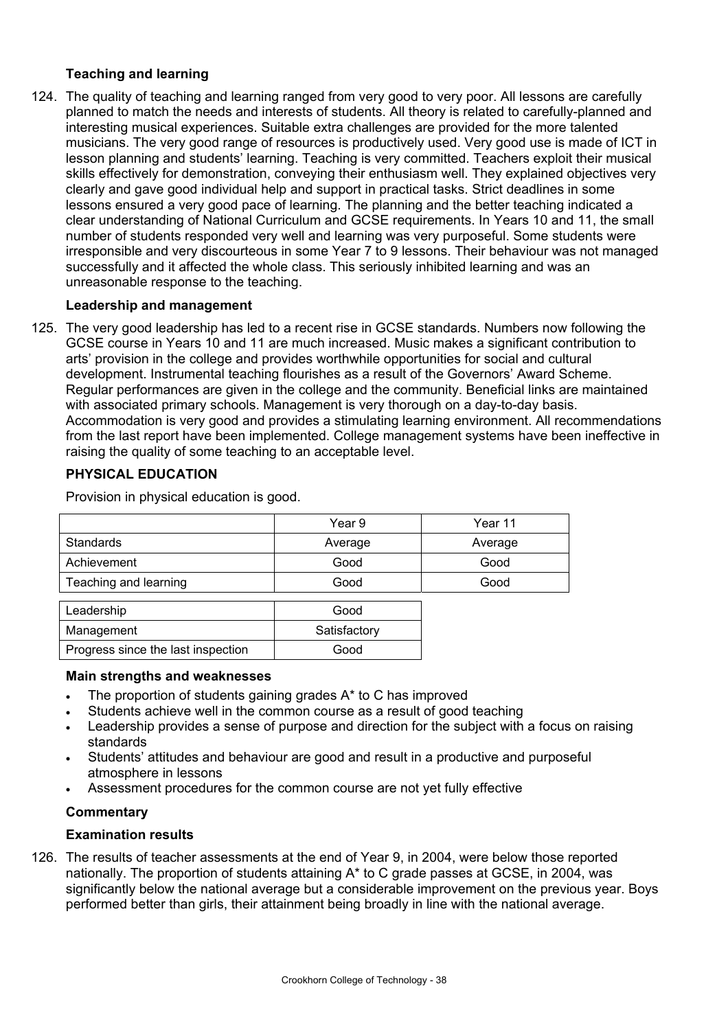### Teaching and learning

124. The quality of teaching and learning ranged from very good to very poor. All lessons are carefully planned to match the needs and interests of students. All theory is related to carefully-planned and interesting musical experiences. Suitable extra challenges are provided for the more talented musicians. The very good range of resources is productively used. Very good use is made of ICT in lesson planning and students' learning. Teaching is very committed. Teachers exploit their musical skills effectively for demonstration, conveying their enthusiasm well. They explained objectives very clearly and gave good individual help and support in practical tasks. Strict deadlines in some lessons ensured a very good pace of learning. The planning and the better teaching indicated a clear understanding of National Curriculum and GCSE requirements. In Years 10 and 11, the small number of students responded very well and learning was very purposeful. Some students were irresponsible and very discourteous in some Year 7 to 9 lessons. Their behaviour was not managed successfully and it affected the whole class. This seriously inhibited learning and was an unreasonable response to the teaching.

### Leadership and management

125. The very good leadership has led to a recent rise in GCSE standards. Numbers now following the GCSE course in Years 10 and 11 are much increased. Music makes a significant contribution to arts' provision in the college and provides worthwhile opportunities for social and cultural development. Instrumental teaching flourishes as a result of the Governors' Award Scheme. Regular performances are given in the college and the community. Beneficial links are maintained with associated primary schools. Management is very thorough on a day-to-day basis. Accommodation is very good and provides a stimulating learning environment. All recommendations from the last report have been implemented. College management systems have been ineffective in raising the quality of some teaching to an acceptable level.

## PHYSICAL EDUCATION

Provision in physical education is good.

| | Year 9 | Year 11 |
|---|---|---|
| Standards | Average | Average |
| Achievement | Good | Good |
| Teaching and learning | Good | Good |

| | |
|---|---|
| Leadership | Good |
| Management | Satisfactory |
| Progress since the last inspection | Good |

### Main strengths and weaknesses

- The proportion of students gaining grades A* to C has improved
- Students achieve well in the common course as a result of good teaching
- Leadership provides a sense of purpose and direction for the subject with a focus on raising standards
- Students' attitudes and behaviour are good and result in a productive and purposeful atmosphere in lessons
- Assessment procedures for the common course are not yet fully effective

### Commentary

### Examination results

126. The results of teacher assessments at the end of Year 9, in 2004, were below those reported nationally. The proportion of students attaining A* to C grade passes at GCSE, in 2004, was significantly below the national average but a considerable improvement on the previous year. Boys performed better than girls, their attainment being broadly in line with the national average.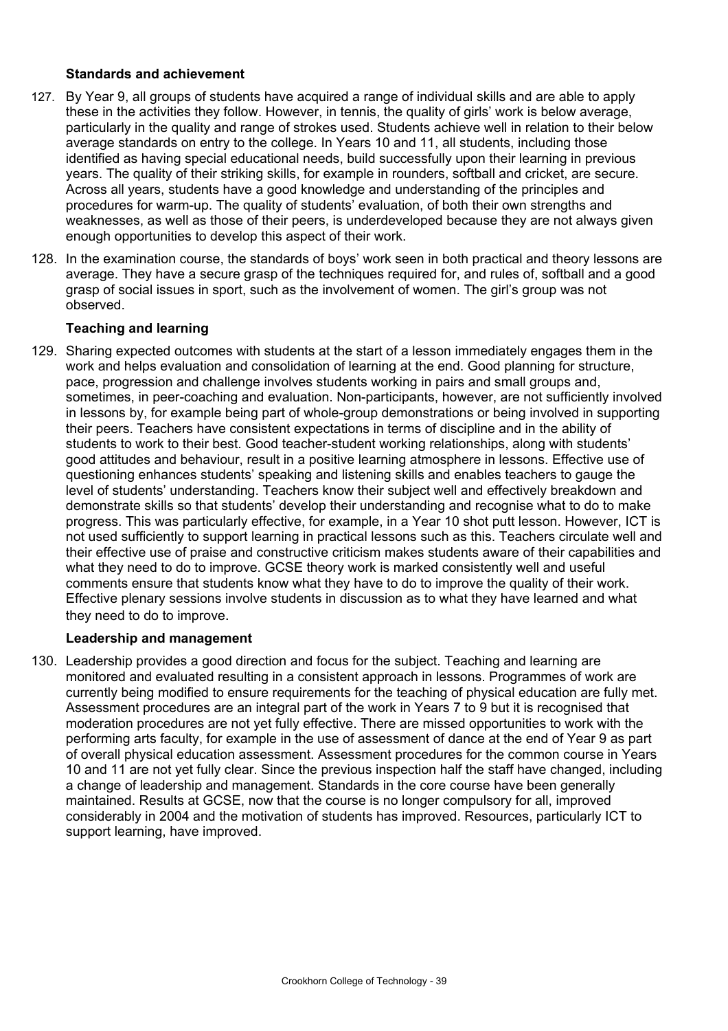### Standards and achievement

127. By Year 9, all groups of students have acquired a range of individual skills and are able to apply these in the activities they follow. However, in tennis, the quality of girls' work is below average, particularly in the quality and range of strokes used. Students achieve well in relation to their below average standards on entry to the college. In Years 10 and 11, all students, including those identified as having special educational needs, build successfully upon their learning in previous years. The quality of their striking skills, for example in rounders, softball and cricket, are secure. Across all years, students have a good knowledge and understanding of the principles and procedures for warm-up. The quality of students' evaluation, of both their own strengths and weaknesses, as well as those of their peers, is underdeveloped because they are not always given enough opportunities to develop this aspect of their work.

128. In the examination course, the standards of boys' work seen in both practical and theory lessons are average. They have a secure grasp of the techniques required for, and rules of, softball and a good grasp of social issues in sport, such as the involvement of women. The girl's group was not observed.

### Teaching and learning

129. Sharing expected outcomes with students at the start of a lesson immediately engages them in the work and helps evaluation and consolidation of learning at the end. Good planning for structure, pace, progression and challenge involves students working in pairs and small groups and, sometimes, in peer-coaching and evaluation. Non-participants, however, are not sufficiently involved in lessons by, for example being part of whole-group demonstrations or being involved in supporting their peers. Teachers have consistent expectations in terms of discipline and in the ability of students to work to their best. Good teacher-student working relationships, along with students' good attitudes and behaviour, result in a positive learning atmosphere in lessons. Effective use of questioning enhances students' speaking and listening skills and enables teachers to gauge the level of students' understanding. Teachers know their subject well and effectively breakdown and demonstrate skills so that students' develop their understanding and recognise what to do to make progress. This was particularly effective, for example, in a Year 10 shot putt lesson. However, ICT is not used sufficiently to support learning in practical lessons such as this. Teachers circulate well and their effective use of praise and constructive criticism makes students aware of their capabilities and what they need to do to improve. GCSE theory work is marked consistently well and useful comments ensure that students know what they have to do to improve the quality of their work. Effective plenary sessions involve students in discussion as to what they have learned and what they need to do to improve.

### Leadership and management

130. Leadership provides a good direction and focus for the subject. Teaching and learning are monitored and evaluated resulting in a consistent approach in lessons. Programmes of work are currently being modified to ensure requirements for the teaching of physical education are fully met. Assessment procedures are an integral part of the work in Years 7 to 9 but it is recognised that moderation procedures are not yet fully effective. There are missed opportunities to work with the performing arts faculty, for example in the use of assessment of dance at the end of Year 9 as part of overall physical education assessment. Assessment procedures for the common course in Years 10 and 11 are not yet fully clear. Since the previous inspection half the staff have changed, including a change of leadership and management. Standards in the core course have been generally maintained. Results at GCSE, now that the course is no longer compulsory for all, improved considerably in 2004 and the motivation of students has improved. Resources, particularly ICT to support learning, have improved.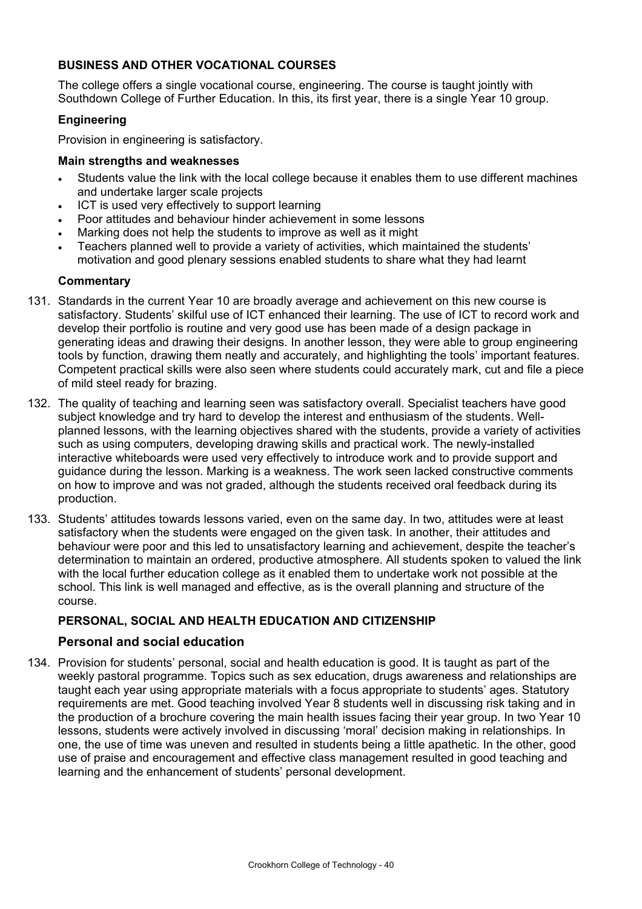### BUSINESS AND OTHER VOCATIONAL COURSES

The college offers a single vocational course, engineering. The course is taught jointly with Southdown College of Further Education. In this, its first year, there is a single Year 10 group.

#### Engineering

Provision in engineering is satisfactory.

**Main strengths and weaknesses**

- Students value the link with the local college because it enables them to use different machines and undertake larger scale projects
- ICT is used very effectively to support learning
- Poor attitudes and behaviour hinder achievement in some lessons
- Marking does not help the students to improve as well as it might
- Teachers planned well to provide a variety of activities, which maintained the students' motivation and good plenary sessions enabled students to share what they had learnt

**Commentary**

131. Standards in the current Year 10 are broadly average and achievement on this new course is satisfactory. Students' skilful use of ICT enhanced their learning. The use of ICT to record work and develop their portfolio is routine and very good use has been made of a design package in generating ideas and drawing their designs. In another lesson, they were able to group engineering tools by function, drawing them neatly and accurately, and highlighting the tools' important features. Competent practical skills were also seen where students could accurately mark, cut and file a piece of mild steel ready for brazing.

132. The quality of teaching and learning seen was satisfactory overall. Specialist teachers have good subject knowledge and try hard to develop the interest and enthusiasm of the students. Well-planned lessons, with the learning objectives shared with the students, provide a variety of activities such as using computers, developing drawing skills and practical work. The newly-installed interactive whiteboards were used very effectively to introduce work and to provide support and guidance during the lesson. Marking is a weakness. The work seen lacked constructive comments on how to improve and was not graded, although the students received oral feedback during its production.

133. Students' attitudes towards lessons varied, even on the same day. In two, attitudes were at least satisfactory when the students were engaged on the given task. In another, their attitudes and behaviour were poor and this led to unsatisfactory learning and achievement, despite the teacher's determination to maintain an ordered, productive atmosphere. All students spoken to valued the link with the local further education college as it enabled them to undertake work not possible at the school. This link is well managed and effective, as is the overall planning and structure of the course.

### PERSONAL, SOCIAL AND HEALTH EDUCATION AND CITIZENSHIP

#### Personal and social education

134. Provision for students' personal, social and health education is good. It is taught as part of the weekly pastoral programme. Topics such as sex education, drugs awareness and relationships are taught each year using appropriate materials with a focus appropriate to students' ages. Statutory requirements are met. Good teaching involved Year 8 students well in discussing risk taking and in the production of a brochure covering the main health issues facing their year group. In two Year 10 lessons, students were actively involved in discussing 'moral' decision making in relationships. In one, the use of time was uneven and resulted in students being a little apathetic. In the other, good use of praise and encouragement and effective class management resulted in good teaching and learning and the enhancement of students' personal development.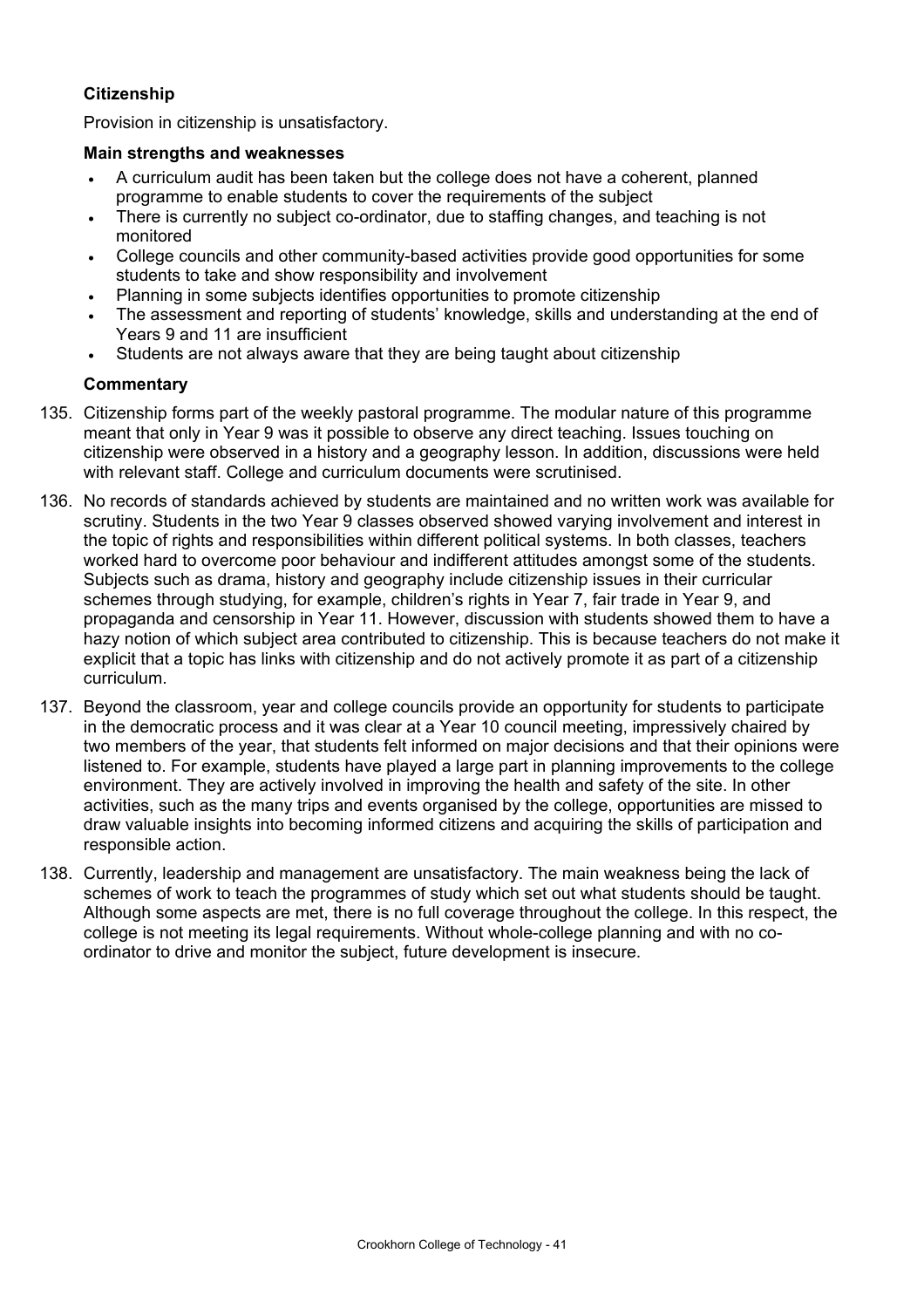### Citizenship

Provision in citizenship is unsatisfactory.

**Main strengths and weaknesses**

- A curriculum audit has been taken but the college does not have a coherent, planned programme to enable students to cover the requirements of the subject
- There is currently no subject co-ordinator, due to staffing changes, and teaching is not monitored
- College councils and other community-based activities provide good opportunities for some students to take and show responsibility and involvement
- Planning in some subjects identifies opportunities to promote citizenship
- The assessment and reporting of students' knowledge, skills and understanding at the end of Years 9 and 11 are insufficient
- Students are not always aware that they are being taught about citizenship

**Commentary**

135. Citizenship forms part of the weekly pastoral programme. The modular nature of this programme meant that only in Year 9 was it possible to observe any direct teaching. Issues touching on citizenship were observed in a history and a geography lesson. In addition, discussions were held with relevant staff. College and curriculum documents were scrutinised.

136. No records of standards achieved by students are maintained and no written work was available for scrutiny. Students in the two Year 9 classes observed showed varying involvement and interest in the topic of rights and responsibilities within different political systems. In both classes, teachers worked hard to overcome poor behaviour and indifferent attitudes amongst some of the students. Subjects such as drama, history and geography include citizenship issues in their curricular schemes through studying, for example, children's rights in Year 7, fair trade in Year 9, and propaganda and censorship in Year 11. However, discussion with students showed them to have a hazy notion of which subject area contributed to citizenship. This is because teachers do not make it explicit that a topic has links with citizenship and do not actively promote it as part of a citizenship curriculum.

137. Beyond the classroom, year and college councils provide an opportunity for students to participate in the democratic process and it was clear at a Year 10 council meeting, impressively chaired by two members of the year, that students felt informed on major decisions and that their opinions were listened to. For example, students have played a large part in planning improvements to the college environment. They are actively involved in improving the health and safety of the site. In other activities, such as the many trips and events organised by the college, opportunities are missed to draw valuable insights into becoming informed citizens and acquiring the skills of participation and responsible action.

138. Currently, leadership and management are unsatisfactory. The main weakness being the lack of schemes of work to teach the programmes of study which set out what students should be taught. Although some aspects are met, there is no full coverage throughout the college. In this respect, the college is not meeting its legal requirements. Without whole-college planning and with no co-ordinator to drive and monitor the subject, future development is insecure.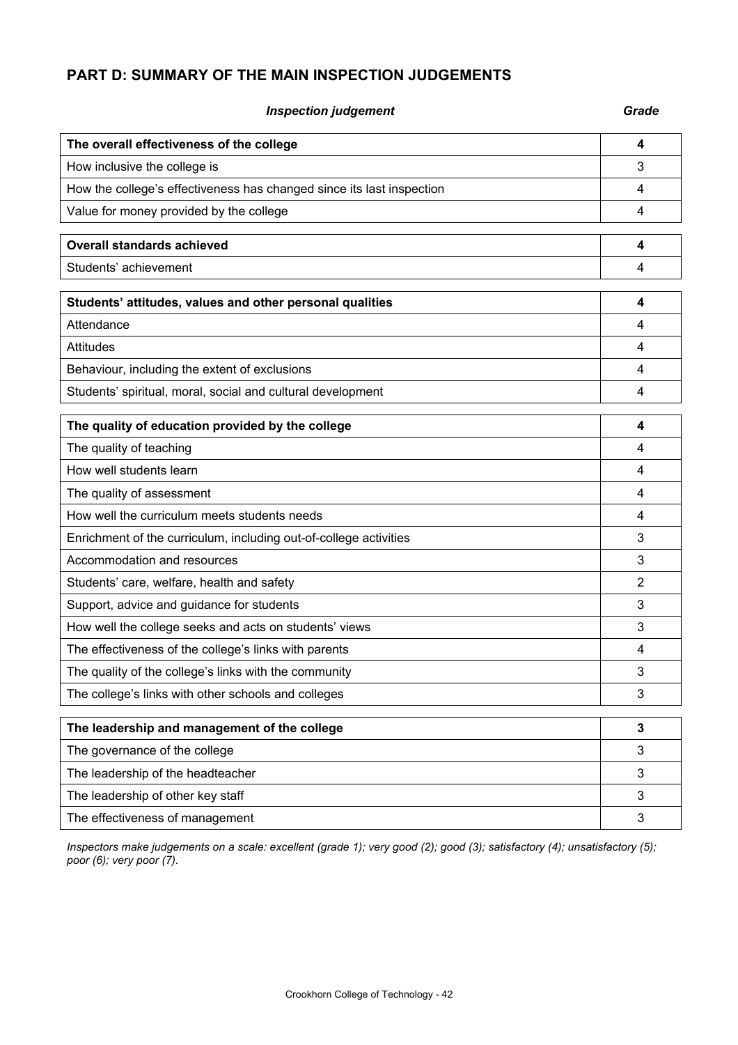## PART D: SUMMARY OF THE MAIN INSPECTION JUDGEMENTS

| *Inspection judgement* | *Grade* |
|---|---|
| **The overall effectiveness of the college** | **4** |
| How inclusive the college is | 3 |
| How the college's effectiveness has changed since its last inspection | 4 |
| Value for money provided by the college | 4 |
| **Overall standards achieved** | **4** |
| Students' achievement | 4 |
| **Students' attitudes, values and other personal qualities** | **4** |
| Attendance | 4 |
| Attitudes | 4 |
| Behaviour, including the extent of exclusions | 4 |
| Students' spiritual, moral, social and cultural development | 4 |
| **The quality of education provided by the college** | **4** |
| The quality of teaching | 4 |
| How well students learn | 4 |
| The quality of assessment | 4 |
| How well the curriculum meets students needs | 4 |
| Enrichment of the curriculum, including out-of-college activities | 3 |
| Accommodation and resources | 3 |
| Students' care, welfare, health and safety | 2 |
| Support, advice and guidance for students | 3 |
| How well the college seeks and acts on students' views | 3 |
| The effectiveness of the college's links with parents | 4 |
| The quality of the college's links with the community | 3 |
| The college's links with other schools and colleges | 3 |
| **The leadership and management of the college** | **3** |
| The governance of the college | 3 |
| The leadership of the headteacher | 3 |
| The leadership of other key staff | 3 |
| The effectiveness of management | 3 |

*Inspectors make judgements on a scale: excellent (grade 1); very good (2); good (3); satisfactory (4); unsatisfactory (5); poor (6); very poor (7).*